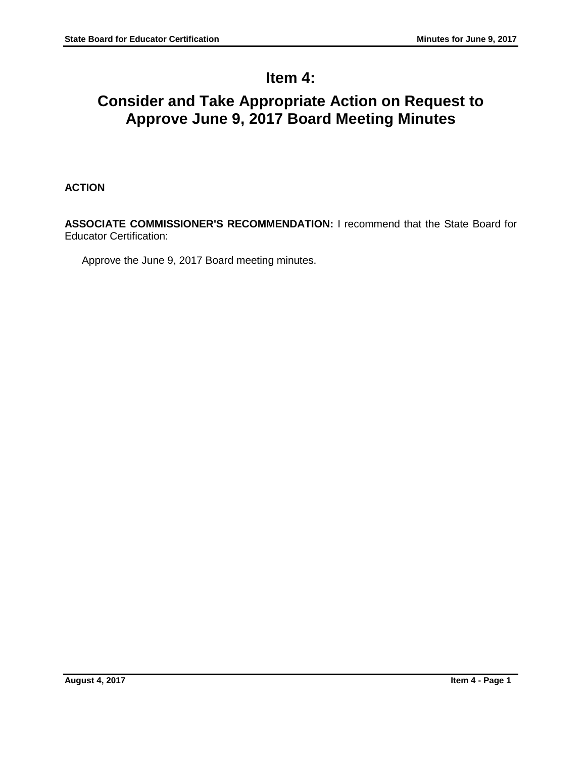# Item 4:

# Consider and Take Appropriate Action on Request to Approve June 9, 2017 Board Meeting Minutes

**ACTION**

**ASSOCIATE COMMISSIONER'S RECOMMENDATION:** I recommend that the State Board for Educator Certification:

Approve the June 9, 2017 Board meeting minutes.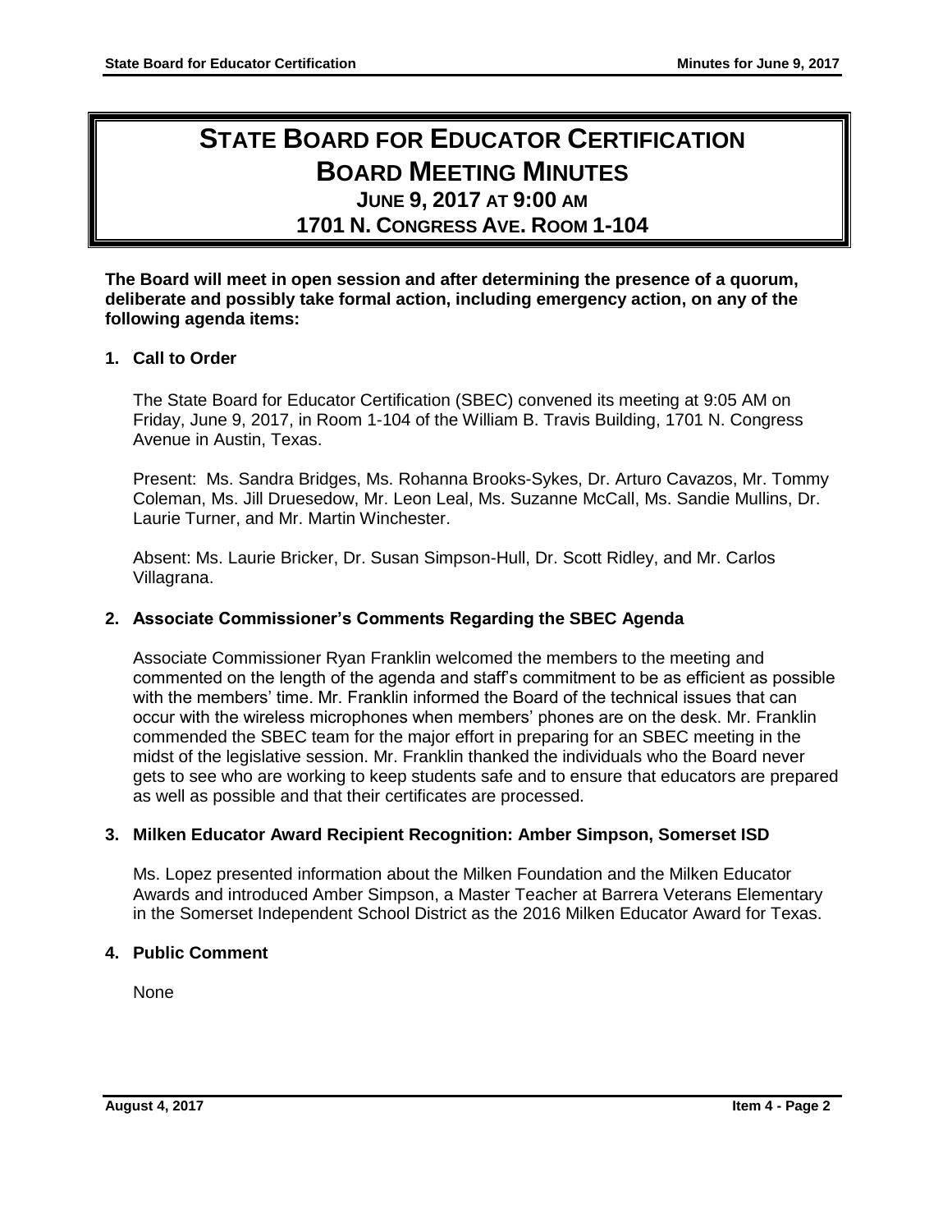# STATE BOARD FOR EDUCATOR CERTIFICATION BOARD MEETING MINUTES

## JUNE 9, 2017 AT 9:00 AM
## 1701 N. CONGRESS AVE. ROOM 1-104

**The Board will meet in open session and after determining the presence of a quorum, deliberate and possibly take formal action, including emergency action, on any of the following agenda items:**

### 1. Call to Order

The State Board for Educator Certification (SBEC) convened its meeting at 9:05 AM on Friday, June 9, 2017, in Room 1-104 of the William B. Travis Building, 1701 N. Congress Avenue in Austin, Texas.

Present: Ms. Sandra Bridges, Ms. Rohanna Brooks-Sykes, Dr. Arturo Cavazos, Mr. Tommy Coleman, Ms. Jill Druesedow, Mr. Leon Leal, Ms. Suzanne McCall, Ms. Sandie Mullins, Dr. Laurie Turner, and Mr. Martin Winchester.

Absent: Ms. Laurie Bricker, Dr. Susan Simpson-Hull, Dr. Scott Ridley, and Mr. Carlos Villagrana.

### 2. Associate Commissioner's Comments Regarding the SBEC Agenda

Associate Commissioner Ryan Franklin welcomed the members to the meeting and commented on the length of the agenda and staff's commitment to be as efficient as possible with the members' time. Mr. Franklin informed the Board of the technical issues that can occur with the wireless microphones when members' phones are on the desk. Mr. Franklin commended the SBEC team for the major effort in preparing for an SBEC meeting in the midst of the legislative session. Mr. Franklin thanked the individuals who the Board never gets to see who are working to keep students safe and to ensure that educators are prepared as well as possible and that their certificates are processed.

### 3. Milken Educator Award Recipient Recognition: Amber Simpson, Somerset ISD

Ms. Lopez presented information about the Milken Foundation and the Milken Educator Awards and introduced Amber Simpson, a Master Teacher at Barrera Veterans Elementary in the Somerset Independent School District as the 2016 Milken Educator Award for Texas.

### 4. Public Comment

None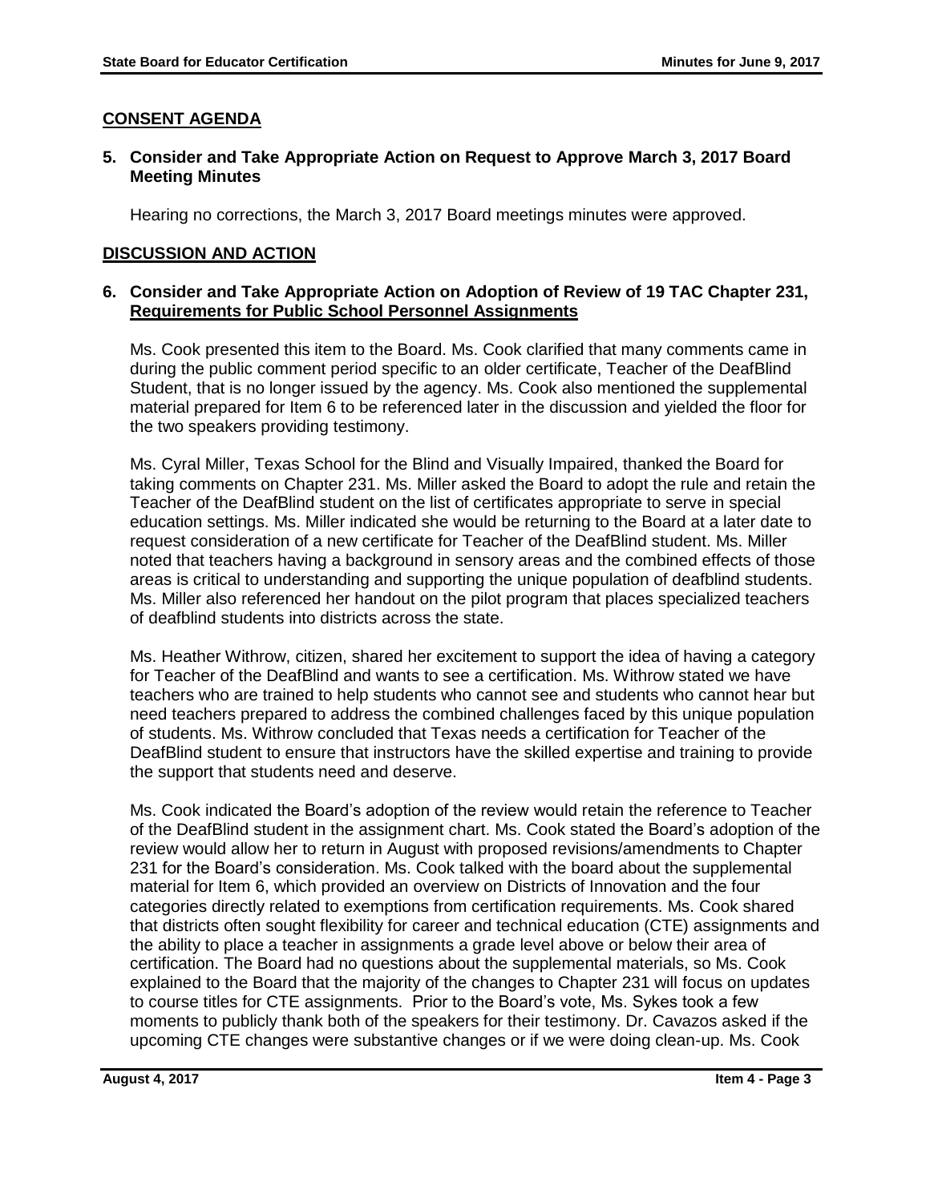## CONSENT AGENDA

### 5. Consider and Take Appropriate Action on Request to Approve March 3, 2017 Board Meeting Minutes

Hearing no corrections, the March 3, 2017 Board meetings minutes were approved.

## DISCUSSION AND ACTION

### 6. Consider and Take Appropriate Action on Adoption of Review of 19 TAC Chapter 231, Requirements for Public School Personnel Assignments

Ms. Cook presented this item to the Board. Ms. Cook clarified that many comments came in during the public comment period specific to an older certificate, Teacher of the DeafBlind Student, that is no longer issued by the agency. Ms. Cook also mentioned the supplemental material prepared for Item 6 to be referenced later in the discussion and yielded the floor for the two speakers providing testimony.

Ms. Cyral Miller, Texas School for the Blind and Visually Impaired, thanked the Board for taking comments on Chapter 231. Ms. Miller asked the Board to adopt the rule and retain the Teacher of the DeafBlind student on the list of certificates appropriate to serve in special education settings. Ms. Miller indicated she would be returning to the Board at a later date to request consideration of a new certificate for Teacher of the DeafBlind student. Ms. Miller noted that teachers having a background in sensory areas and the combined effects of those areas is critical to understanding and supporting the unique population of deafblind students. Ms. Miller also referenced her handout on the pilot program that places specialized teachers of deafblind students into districts across the state.

Ms. Heather Withrow, citizen, shared her excitement to support the idea of having a category for Teacher of the DeafBlind and wants to see a certification. Ms. Withrow stated we have teachers who are trained to help students who cannot see and students who cannot hear but need teachers prepared to address the combined challenges faced by this unique population of students. Ms. Withrow concluded that Texas needs a certification for Teacher of the DeafBlind student to ensure that instructors have the skilled expertise and training to provide the support that students need and deserve.

Ms. Cook indicated the Board's adoption of the review would retain the reference to Teacher of the DeafBlind student in the assignment chart. Ms. Cook stated the Board's adoption of the review would allow her to return in August with proposed revisions/amendments to Chapter 231 for the Board's consideration. Ms. Cook talked with the board about the supplemental material for Item 6, which provided an overview on Districts of Innovation and the four categories directly related to exemptions from certification requirements. Ms. Cook shared that districts often sought flexibility for career and technical education (CTE) assignments and the ability to place a teacher in assignments a grade level above or below their area of certification. The Board had no questions about the supplemental materials, so Ms. Cook explained to the Board that the majority of the changes to Chapter 231 will focus on updates to course titles for CTE assignments. Prior to the Board's vote, Ms. Sykes took a few moments to publicly thank both of the speakers for their testimony. Dr. Cavazos asked if the upcoming CTE changes were substantive changes or if we were doing clean-up. Ms. Cook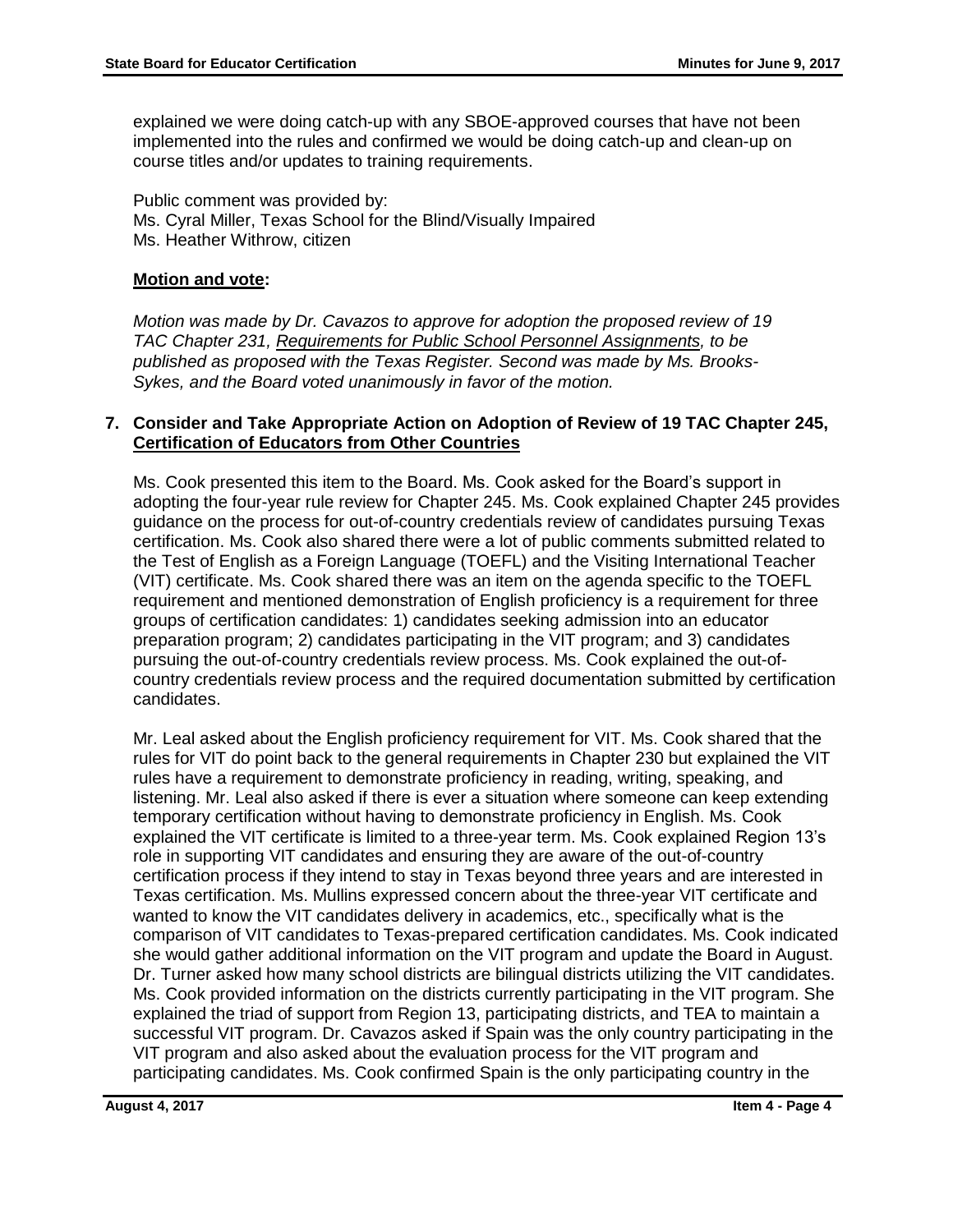explained we were doing catch-up with any SBOE-approved courses that have not been implemented into the rules and confirmed we would be doing catch-up and clean-up on course titles and/or updates to training requirements.

Public comment was provided by:
Ms. Cyral Miller, Texas School for the Blind/Visually Impaired
Ms. Heather Withrow, citizen

**Motion and vote:**

*Motion was made by Dr. Cavazos to approve for adoption the proposed review of 19 TAC Chapter 231, Requirements for Public School Personnel Assignments, to be published as proposed with the Texas Register. Second was made by Ms. Brooks-Sykes, and the Board voted unanimously in favor of the motion.*

**7. Consider and Take Appropriate Action on Adoption of Review of 19 TAC Chapter 245, Certification of Educators from Other Countries**

Ms. Cook presented this item to the Board. Ms. Cook asked for the Board's support in adopting the four-year rule review for Chapter 245. Ms. Cook explained Chapter 245 provides guidance on the process for out-of-country credentials review of candidates pursuing Texas certification. Ms. Cook also shared there were a lot of public comments submitted related to the Test of English as a Foreign Language (TOEFL) and the Visiting International Teacher (VIT) certificate. Ms. Cook shared there was an item on the agenda specific to the TOEFL requirement and mentioned demonstration of English proficiency is a requirement for three groups of certification candidates: 1) candidates seeking admission into an educator preparation program; 2) candidates participating in the VIT program; and 3) candidates pursuing the out-of-country credentials review process. Ms. Cook explained the out-of-country credentials review process and the required documentation submitted by certification candidates.

Mr. Leal asked about the English proficiency requirement for VIT. Ms. Cook shared that the rules for VIT do point back to the general requirements in Chapter 230 but explained the VIT rules have a requirement to demonstrate proficiency in reading, writing, speaking, and listening. Mr. Leal also asked if there is ever a situation where someone can keep extending temporary certification without having to demonstrate proficiency in English. Ms. Cook explained the VIT certificate is limited to a three-year term. Ms. Cook explained Region 13's role in supporting VIT candidates and ensuring they are aware of the out-of-country certification process if they intend to stay in Texas beyond three years and are interested in Texas certification. Ms. Mullins expressed concern about the three-year VIT certificate and wanted to know the VIT candidates delivery in academics, etc., specifically what is the comparison of VIT candidates to Texas-prepared certification candidates. Ms. Cook indicated she would gather additional information on the VIT program and update the Board in August. Dr. Turner asked how many school districts are bilingual districts utilizing the VIT candidates. Ms. Cook provided information on the districts currently participating in the VIT program. She explained the triad of support from Region 13, participating districts, and TEA to maintain a successful VIT program. Dr. Cavazos asked if Spain was the only country participating in the VIT program and also asked about the evaluation process for the VIT program and participating candidates. Ms. Cook confirmed Spain is the only participating country in the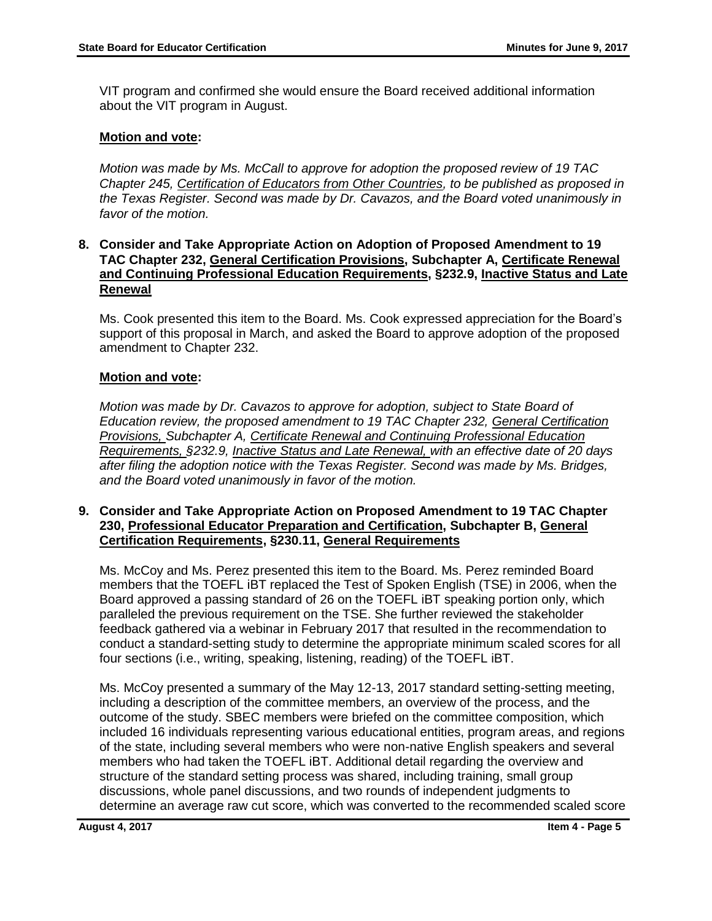VIT program and confirmed she would ensure the Board received additional information about the VIT program in August.

**Motion and vote:**

*Motion was made by Ms. McCall to approve for adoption the proposed review of 19 TAC Chapter 245, Certification of Educators from Other Countries, to be published as proposed in the Texas Register. Second was made by Dr. Cavazos, and the Board voted unanimously in favor of the motion.*

**8. Consider and Take Appropriate Action on Adoption of Proposed Amendment to 19 TAC Chapter 232, General Certification Provisions, Subchapter A, Certificate Renewal and Continuing Professional Education Requirements, §232.9, Inactive Status and Late Renewal**

Ms. Cook presented this item to the Board. Ms. Cook expressed appreciation for the Board's support of this proposal in March, and asked the Board to approve adoption of the proposed amendment to Chapter 232.

**Motion and vote:**

*Motion was made by Dr. Cavazos to approve for adoption, subject to State Board of Education review, the proposed amendment to 19 TAC Chapter 232, General Certification Provisions, Subchapter A, Certificate Renewal and Continuing Professional Education Requirements, §232.9, Inactive Status and Late Renewal, with an effective date of 20 days after filing the adoption notice with the Texas Register. Second was made by Ms. Bridges, and the Board voted unanimously in favor of the motion.*

**9. Consider and Take Appropriate Action on Proposed Amendment to 19 TAC Chapter 230, Professional Educator Preparation and Certification, Subchapter B, General Certification Requirements, §230.11, General Requirements**

Ms. McCoy and Ms. Perez presented this item to the Board. Ms. Perez reminded Board members that the TOEFL iBT replaced the Test of Spoken English (TSE) in 2006, when the Board approved a passing standard of 26 on the TOEFL iBT speaking portion only, which paralleled the previous requirement on the TSE. She further reviewed the stakeholder feedback gathered via a webinar in February 2017 that resulted in the recommendation to conduct a standard-setting study to determine the appropriate minimum scaled scores for all four sections (i.e., writing, speaking, listening, reading) of the TOEFL iBT.

Ms. McCoy presented a summary of the May 12-13, 2017 standard setting-setting meeting, including a description of the committee members, an overview of the process, and the outcome of the study. SBEC members were briefed on the committee composition, which included 16 individuals representing various educational entities, program areas, and regions of the state, including several members who were non-native English speakers and several members who had taken the TOEFL iBT. Additional detail regarding the overview and structure of the standard setting process was shared, including training, small group discussions, whole panel discussions, and two rounds of independent judgments to determine an average raw cut score, which was converted to the recommended scaled score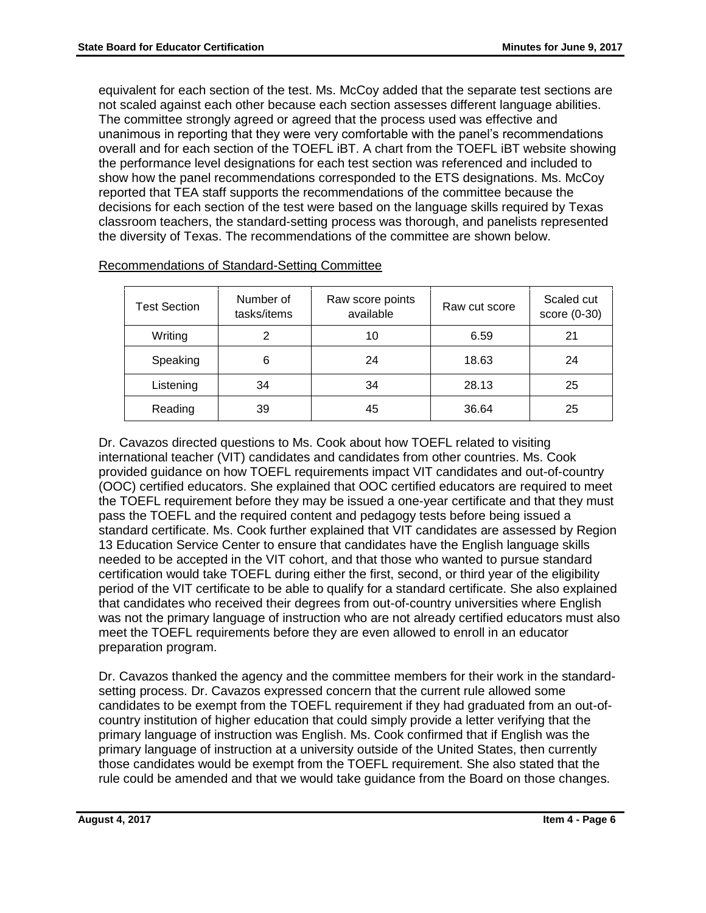equivalent for each section of the test. Ms. McCoy added that the separate test sections are not scaled against each other because each section assesses different language abilities. The committee strongly agreed or agreed that the process used was effective and unanimous in reporting that they were very comfortable with the panel's recommendations overall and for each section of the TOEFL iBT. A chart from the TOEFL iBT website showing the performance level designations for each test section was referenced and included to show how the panel recommendations corresponded to the ETS designations. Ms. McCoy reported that TEA staff supports the recommendations of the committee because the decisions for each section of the test were based on the language skills required by Texas classroom teachers, the standard-setting process was thorough, and panelists represented the diversity of Texas. The recommendations of the committee are shown below.

Recommendations of Standard-Setting Committee

| Test Section | Number of tasks/items | Raw score points available | Raw cut score | Scaled cut score (0-30) |
|---|---|---|---|---|
| Writing | 2 | 10 | 6.59 | 21 |
| Speaking | 6 | 24 | 18.63 | 24 |
| Listening | 34 | 34 | 28.13 | 25 |
| Reading | 39 | 45 | 36.64 | 25 |

Dr. Cavazos directed questions to Ms. Cook about how TOEFL related to visiting international teacher (VIT) candidates and candidates from other countries. Ms. Cook provided guidance on how TOEFL requirements impact VIT candidates and out-of-country (OOC) certified educators. She explained that OOC certified educators are required to meet the TOEFL requirement before they may be issued a one-year certificate and that they must pass the TOEFL and the required content and pedagogy tests before being issued a standard certificate. Ms. Cook further explained that VIT candidates are assessed by Region 13 Education Service Center to ensure that candidates have the English language skills needed to be accepted in the VIT cohort, and that those who wanted to pursue standard certification would take TOEFL during either the first, second, or third year of the eligibility period of the VIT certificate to be able to qualify for a standard certificate. She also explained that candidates who received their degrees from out-of-country universities where English was not the primary language of instruction who are not already certified educators must also meet the TOEFL requirements before they are even allowed to enroll in an educator preparation program.

Dr. Cavazos thanked the agency and the committee members for their work in the standard-setting process. Dr. Cavazos expressed concern that the current rule allowed some candidates to be exempt from the TOEFL requirement if they had graduated from an out-of-country institution of higher education that could simply provide a letter verifying that the primary language of instruction was English. Ms. Cook confirmed that if English was the primary language of instruction at a university outside of the United States, then currently those candidates would be exempt from the TOEFL requirement. She also stated that the rule could be amended and that we would take guidance from the Board on those changes.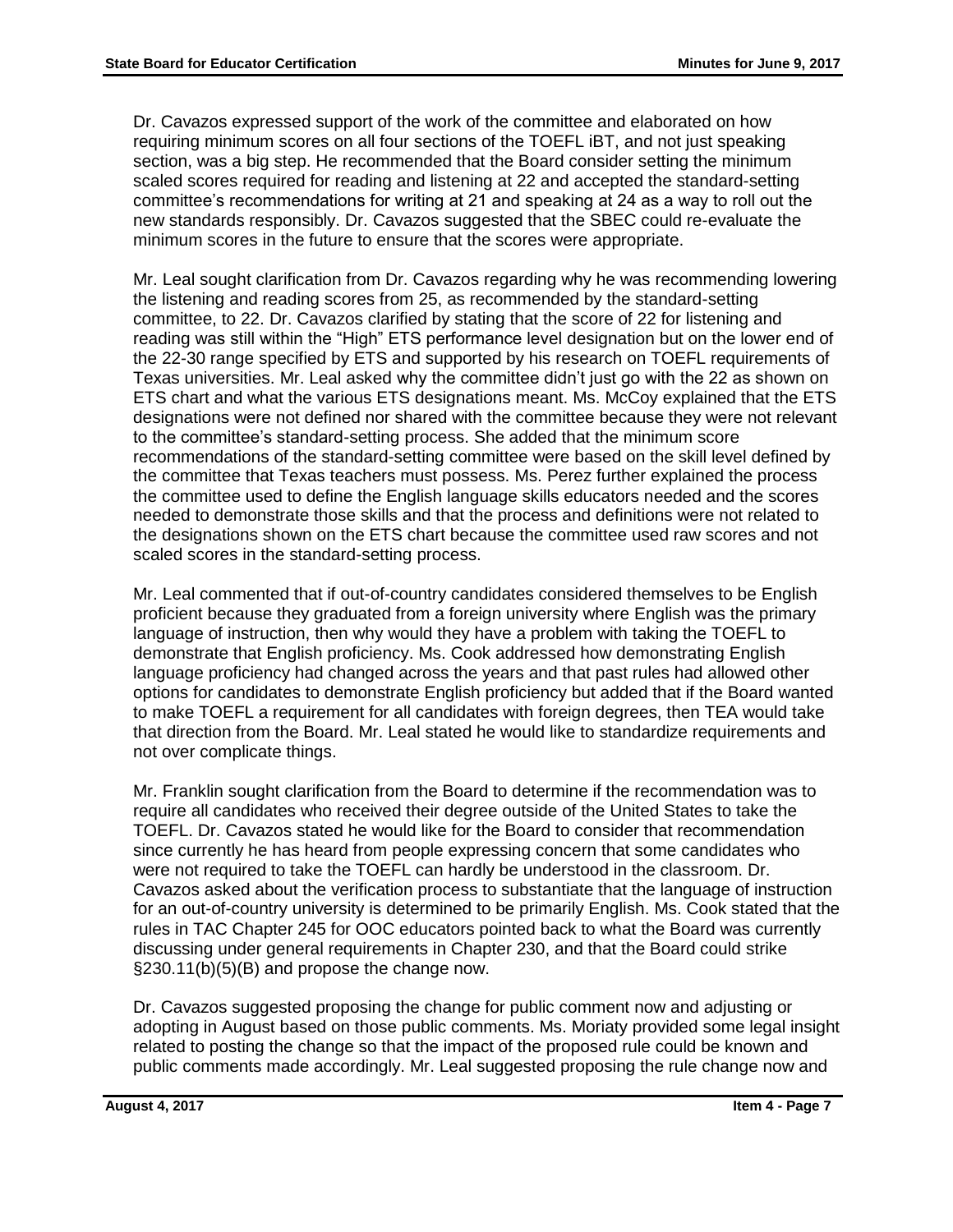Dr. Cavazos expressed support of the work of the committee and elaborated on how requiring minimum scores on all four sections of the TOEFL iBT, and not just speaking section, was a big step. He recommended that the Board consider setting the minimum scaled scores required for reading and listening at 22 and accepted the standard-setting committee's recommendations for writing at 21 and speaking at 24 as a way to roll out the new standards responsibly. Dr. Cavazos suggested that the SBEC could re-evaluate the minimum scores in the future to ensure that the scores were appropriate.

Mr. Leal sought clarification from Dr. Cavazos regarding why he was recommending lowering the listening and reading scores from 25, as recommended by the standard-setting committee, to 22. Dr. Cavazos clarified by stating that the score of 22 for listening and reading was still within the "High" ETS performance level designation but on the lower end of the 22-30 range specified by ETS and supported by his research on TOEFL requirements of Texas universities. Mr. Leal asked why the committee didn't just go with the 22 as shown on ETS chart and what the various ETS designations meant. Ms. McCoy explained that the ETS designations were not defined nor shared with the committee because they were not relevant to the committee's standard-setting process. She added that the minimum score recommendations of the standard-setting committee were based on the skill level defined by the committee that Texas teachers must possess. Ms. Perez further explained the process the committee used to define the English language skills educators needed and the scores needed to demonstrate those skills and that the process and definitions were not related to the designations shown on the ETS chart because the committee used raw scores and not scaled scores in the standard-setting process.

Mr. Leal commented that if out-of-country candidates considered themselves to be English proficient because they graduated from a foreign university where English was the primary language of instruction, then why would they have a problem with taking the TOEFL to demonstrate that English proficiency. Ms. Cook addressed how demonstrating English language proficiency had changed across the years and that past rules had allowed other options for candidates to demonstrate English proficiency but added that if the Board wanted to make TOEFL a requirement for all candidates with foreign degrees, then TEA would take that direction from the Board. Mr. Leal stated he would like to standardize requirements and not over complicate things.

Mr. Franklin sought clarification from the Board to determine if the recommendation was to require all candidates who received their degree outside of the United States to take the TOEFL. Dr. Cavazos stated he would like for the Board to consider that recommendation since currently he has heard from people expressing concern that some candidates who were not required to take the TOEFL can hardly be understood in the classroom. Dr. Cavazos asked about the verification process to substantiate that the language of instruction for an out-of-country university is determined to be primarily English. Ms. Cook stated that the rules in TAC Chapter 245 for OOC educators pointed back to what the Board was currently discussing under general requirements in Chapter 230, and that the Board could strike §230.11(b)(5)(B) and propose the change now.

Dr. Cavazos suggested proposing the change for public comment now and adjusting or adopting in August based on those public comments. Ms. Moriaty provided some legal insight related to posting the change so that the impact of the proposed rule could be known and public comments made accordingly. Mr. Leal suggested proposing the rule change now and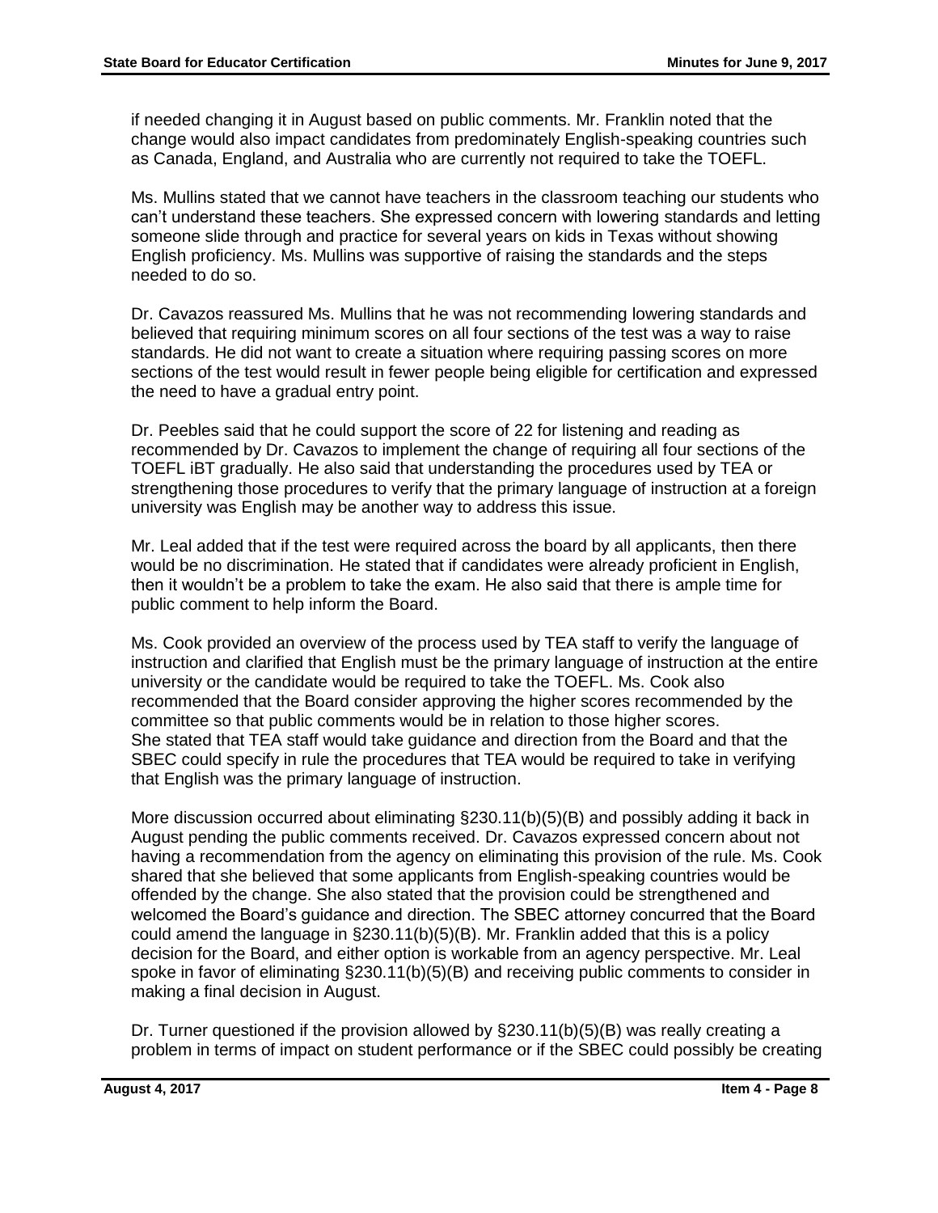if needed changing it in August based on public comments. Mr. Franklin noted that the change would also impact candidates from predominately English-speaking countries such as Canada, England, and Australia who are currently not required to take the TOEFL.

Ms. Mullins stated that we cannot have teachers in the classroom teaching our students who can't understand these teachers. She expressed concern with lowering standards and letting someone slide through and practice for several years on kids in Texas without showing English proficiency. Ms. Mullins was supportive of raising the standards and the steps needed to do so.

Dr. Cavazos reassured Ms. Mullins that he was not recommending lowering standards and believed that requiring minimum scores on all four sections of the test was a way to raise standards. He did not want to create a situation where requiring passing scores on more sections of the test would result in fewer people being eligible for certification and expressed the need to have a gradual entry point.

Dr. Peebles said that he could support the score of 22 for listening and reading as recommended by Dr. Cavazos to implement the change of requiring all four sections of the TOEFL iBT gradually. He also said that understanding the procedures used by TEA or strengthening those procedures to verify that the primary language of instruction at a foreign university was English may be another way to address this issue.

Mr. Leal added that if the test were required across the board by all applicants, then there would be no discrimination. He stated that if candidates were already proficient in English, then it wouldn't be a problem to take the exam. He also said that there is ample time for public comment to help inform the Board.

Ms. Cook provided an overview of the process used by TEA staff to verify the language of instruction and clarified that English must be the primary language of instruction at the entire university or the candidate would be required to take the TOEFL. Ms. Cook also recommended that the Board consider approving the higher scores recommended by the committee so that public comments would be in relation to those higher scores. She stated that TEA staff would take guidance and direction from the Board and that the SBEC could specify in rule the procedures that TEA would be required to take in verifying that English was the primary language of instruction.

More discussion occurred about eliminating §230.11(b)(5)(B) and possibly adding it back in August pending the public comments received. Dr. Cavazos expressed concern about not having a recommendation from the agency on eliminating this provision of the rule. Ms. Cook shared that she believed that some applicants from English-speaking countries would be offended by the change. She also stated that the provision could be strengthened and welcomed the Board's guidance and direction. The SBEC attorney concurred that the Board could amend the language in §230.11(b)(5)(B). Mr. Franklin added that this is a policy decision for the Board, and either option is workable from an agency perspective. Mr. Leal spoke in favor of eliminating §230.11(b)(5)(B) and receiving public comments to consider in making a final decision in August.

Dr. Turner questioned if the provision allowed by §230.11(b)(5)(B) was really creating a problem in terms of impact on student performance or if the SBEC could possibly be creating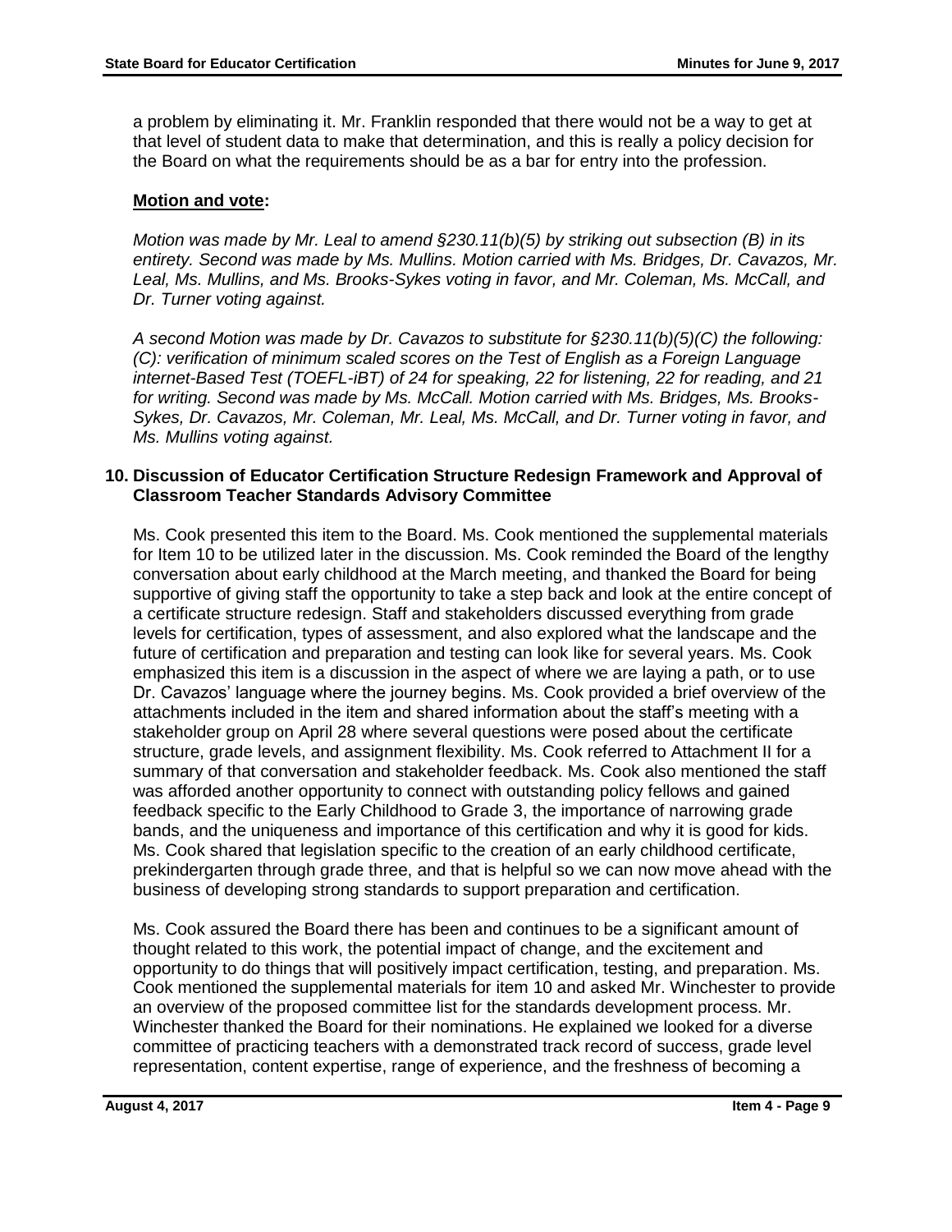a problem by eliminating it. Mr. Franklin responded that there would not be a way to get at that level of student data to make that determination, and this is really a policy decision for the Board on what the requirements should be as a bar for entry into the profession.

**Motion and vote:**

*Motion was made by Mr. Leal to amend §230.11(b)(5) by striking out subsection (B) in its entirety. Second was made by Ms. Mullins. Motion carried with Ms. Bridges, Dr. Cavazos, Mr. Leal, Ms. Mullins, and Ms. Brooks-Sykes voting in favor, and Mr. Coleman, Ms. McCall, and Dr. Turner voting against.*

*A second Motion was made by Dr. Cavazos to substitute for §230.11(b)(5)(C) the following: (C): verification of minimum scaled scores on the Test of English as a Foreign Language internet-Based Test (TOEFL-iBT) of 24 for speaking, 22 for listening, 22 for reading, and 21 for writing. Second was made by Ms. McCall. Motion carried with Ms. Bridges, Ms. Brooks-Sykes, Dr. Cavazos, Mr. Coleman, Mr. Leal, Ms. McCall, and Dr. Turner voting in favor, and Ms. Mullins voting against.*

### 10. Discussion of Educator Certification Structure Redesign Framework and Approval of Classroom Teacher Standards Advisory Committee

Ms. Cook presented this item to the Board. Ms. Cook mentioned the supplemental materials for Item 10 to be utilized later in the discussion. Ms. Cook reminded the Board of the lengthy conversation about early childhood at the March meeting, and thanked the Board for being supportive of giving staff the opportunity to take a step back and look at the entire concept of a certificate structure redesign. Staff and stakeholders discussed everything from grade levels for certification, types of assessment, and also explored what the landscape and the future of certification and preparation and testing can look like for several years. Ms. Cook emphasized this item is a discussion in the aspect of where we are laying a path, or to use Dr. Cavazos' language where the journey begins. Ms. Cook provided a brief overview of the attachments included in the item and shared information about the staff's meeting with a stakeholder group on April 28 where several questions were posed about the certificate structure, grade levels, and assignment flexibility. Ms. Cook referred to Attachment II for a summary of that conversation and stakeholder feedback. Ms. Cook also mentioned the staff was afforded another opportunity to connect with outstanding policy fellows and gained feedback specific to the Early Childhood to Grade 3, the importance of narrowing grade bands, and the uniqueness and importance of this certification and why it is good for kids. Ms. Cook shared that legislation specific to the creation of an early childhood certificate, prekindergarten through grade three, and that is helpful so we can now move ahead with the business of developing strong standards to support preparation and certification.

Ms. Cook assured the Board there has been and continues to be a significant amount of thought related to this work, the potential impact of change, and the excitement and opportunity to do things that will positively impact certification, testing, and preparation. Ms. Cook mentioned the supplemental materials for item 10 and asked Mr. Winchester to provide an overview of the proposed committee list for the standards development process. Mr. Winchester thanked the Board for their nominations. He explained we looked for a diverse committee of practicing teachers with a demonstrated track record of success, grade level representation, content expertise, range of experience, and the freshness of becoming a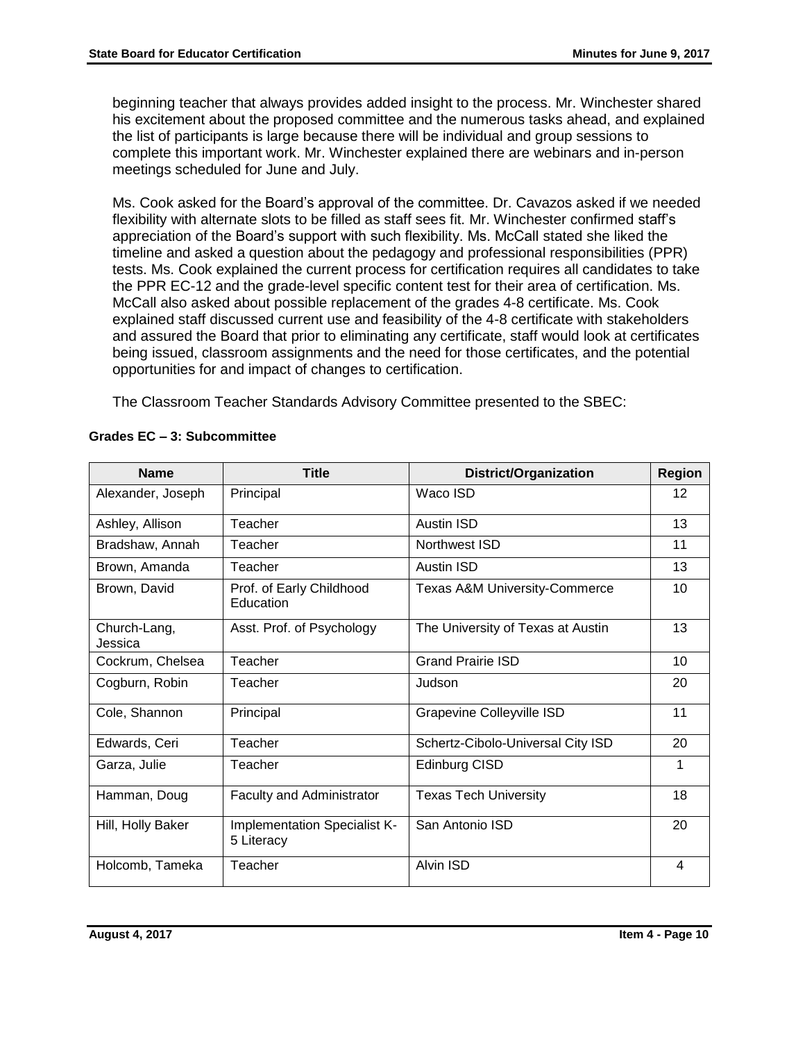beginning teacher that always provides added insight to the process. Mr. Winchester shared his excitement about the proposed committee and the numerous tasks ahead, and explained the list of participants is large because there will be individual and group sessions to complete this important work. Mr. Winchester explained there are webinars and in-person meetings scheduled for June and July.

Ms. Cook asked for the Board's approval of the committee. Dr. Cavazos asked if we needed flexibility with alternate slots to be filled as staff sees fit. Mr. Winchester confirmed staff's appreciation of the Board's support with such flexibility. Ms. McCall stated she liked the timeline and asked a question about the pedagogy and professional responsibilities (PPR) tests. Ms. Cook explained the current process for certification requires all candidates to take the PPR EC-12 and the grade-level specific content test for their area of certification. Ms. McCall also asked about possible replacement of the grades 4-8 certificate. Ms. Cook explained staff discussed current use and feasibility of the 4-8 certificate with stakeholders and assured the Board that prior to eliminating any certificate, staff would look at certificates being issued, classroom assignments and the need for those certificates, and the potential opportunities for and impact of changes to certification.

The Classroom Teacher Standards Advisory Committee presented to the SBEC:

**Grades EC – 3: Subcommittee**

| Name | Title | District/Organization | Region |
|---|---|---|---|
| Alexander, Joseph | Principal | Waco ISD | 12 |
| Ashley, Allison | Teacher | Austin ISD | 13 |
| Bradshaw, Annah | Teacher | Northwest ISD | 11 |
| Brown, Amanda | Teacher | Austin ISD | 13 |
| Brown, David | Prof. of Early Childhood Education | Texas A&M University-Commerce | 10 |
| Church-Lang, Jessica | Asst. Prof. of Psychology | The University of Texas at Austin | 13 |
| Cockrum, Chelsea | Teacher | Grand Prairie ISD | 10 |
| Cogburn, Robin | Teacher | Judson | 20 |
| Cole, Shannon | Principal | Grapevine Colleyville ISD | 11 |
| Edwards, Ceri | Teacher | Schertz-Cibolo-Universal City ISD | 20 |
| Garza, Julie | Teacher | Edinburg CISD | 1 |
| Hamman, Doug | Faculty and Administrator | Texas Tech University | 18 |
| Hill, Holly Baker | Implementation Specialist K-5 Literacy | San Antonio ISD | 20 |
| Holcomb, Tameka | Teacher | Alvin ISD | 4 |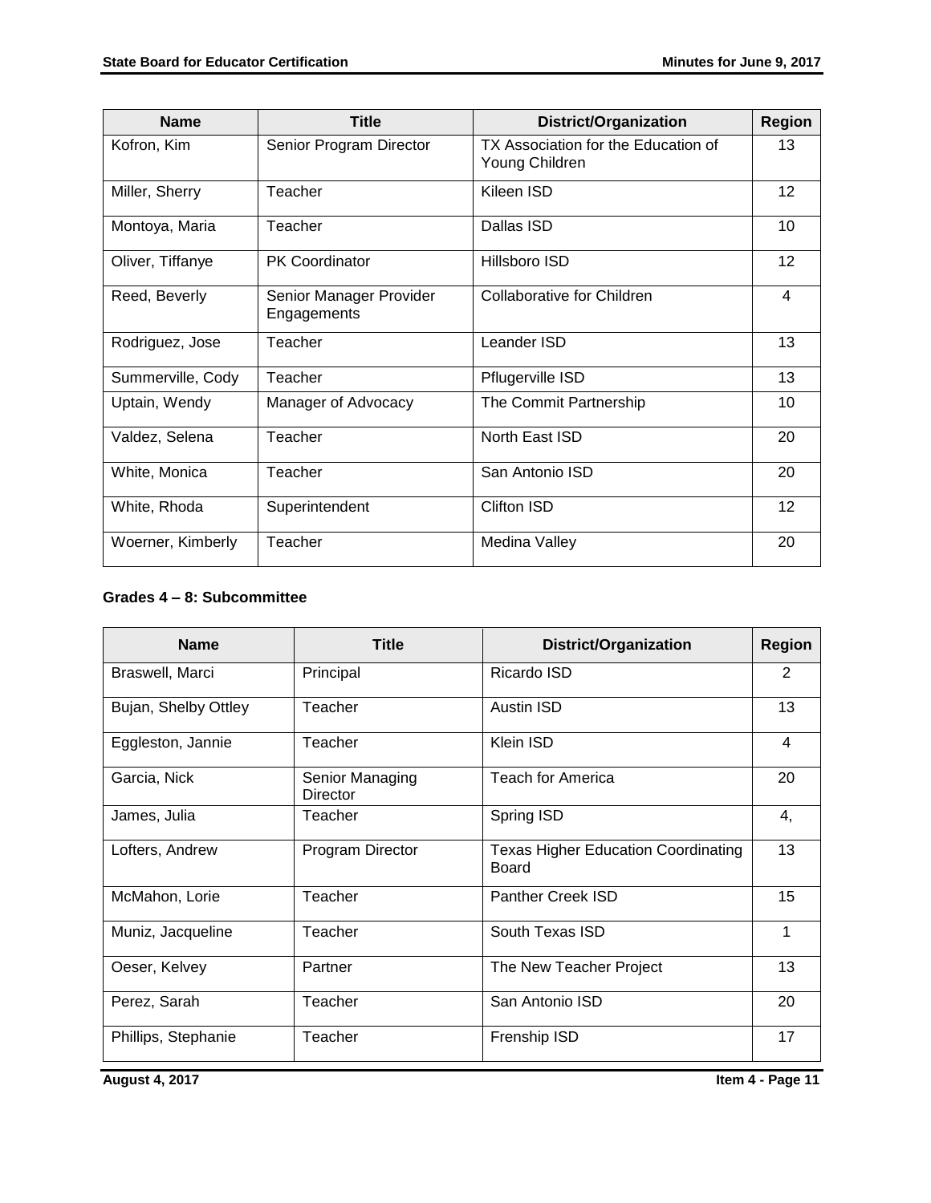| Name | Title | District/Organization | Region |
|---|---|---|---|
| Kofron, Kim | Senior Program Director | TX Association for the Education of Young Children | 13 |
| Miller, Sherry | Teacher | Kileen ISD | 12 |
| Montoya, Maria | Teacher | Dallas ISD | 10 |
| Oliver, Tiffanye | PK Coordinator | Hillsboro ISD | 12 |
| Reed, Beverly | Senior Manager Provider Engagements | Collaborative for Children | 4 |
| Rodriguez, Jose | Teacher | Leander ISD | 13 |
| Summerville, Cody | Teacher | Pflugerville ISD | 13 |
| Uptain, Wendy | Manager of Advocacy | The Commit Partnership | 10 |
| Valdez, Selena | Teacher | North East ISD | 20 |
| White, Monica | Teacher | San Antonio ISD | 20 |
| White, Rhoda | Superintendent | Clifton ISD | 12 |
| Woerner, Kimberly | Teacher | Medina Valley | 20 |

**Grades 4 – 8: Subcommittee**

| Name | Title | District/Organization | Region |
|---|---|---|---|
| Braswell, Marci | Principal | Ricardo ISD | 2 |
| Bujan, Shelby Ottley | Teacher | Austin ISD | 13 |
| Eggleston, Jannie | Teacher | Klein ISD | 4 |
| Garcia, Nick | Senior Managing Director | Teach for America | 20 |
| James, Julia | Teacher | Spring ISD | 4, |
| Lofters, Andrew | Program Director | Texas Higher Education Coordinating Board | 13 |
| McMahon, Lorie | Teacher | Panther Creek ISD | 15 |
| Muniz, Jacqueline | Teacher | South Texas ISD | 1 |
| Oeser, Kelvey | Partner | The New Teacher Project | 13 |
| Perez, Sarah | Teacher | San Antonio ISD | 20 |
| Phillips, Stephanie | Teacher | Frenship ISD | 17 |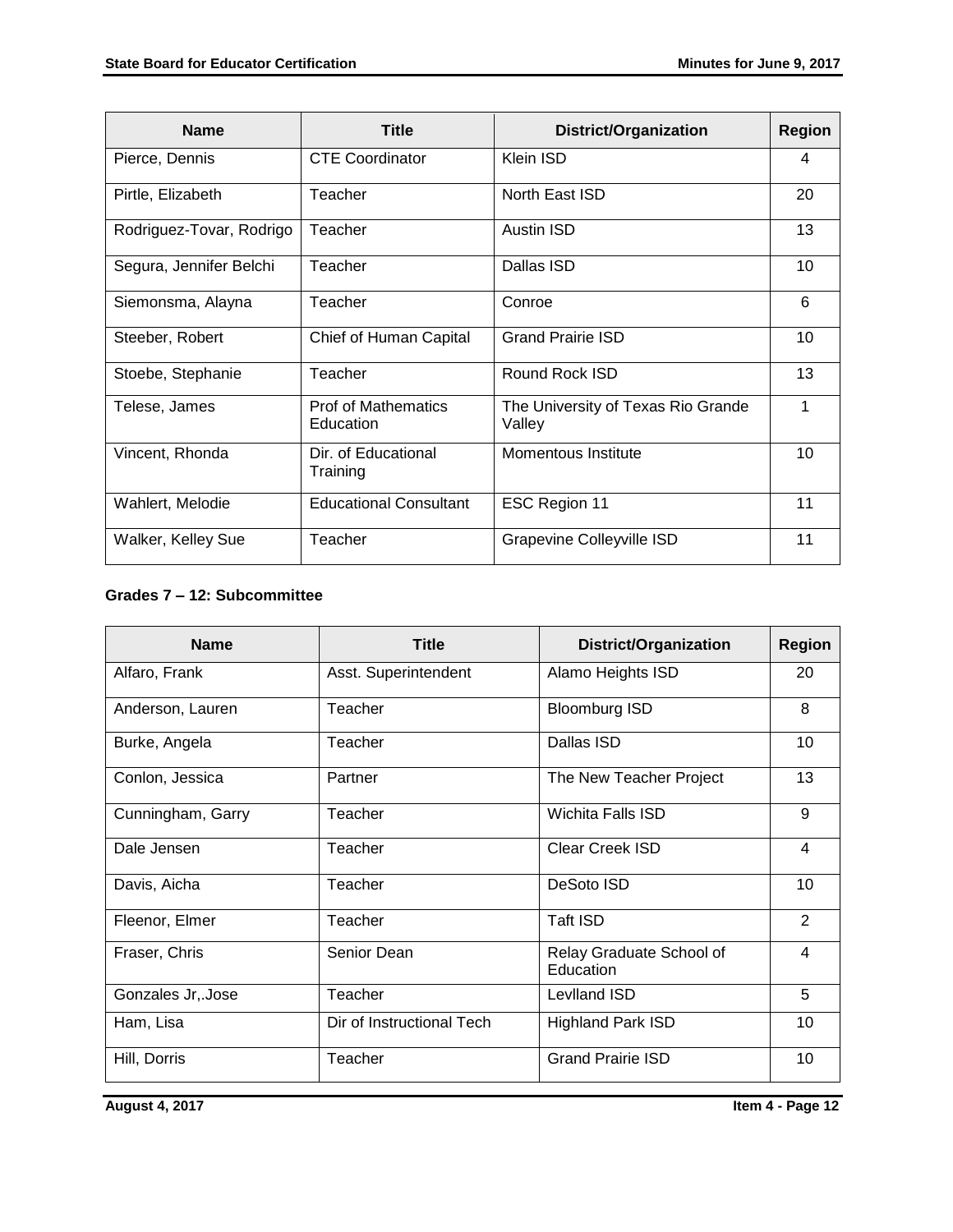| Name | Title | District/Organization | Region |
|---|---|---|---|
| Pierce, Dennis | CTE Coordinator | Klein ISD | 4 |
| Pirtle, Elizabeth | Teacher | North East ISD | 20 |
| Rodriguez-Tovar, Rodrigo | Teacher | Austin ISD | 13 |
| Segura, Jennifer Belchi | Teacher | Dallas ISD | 10 |
| Siemonsma, Alayna | Teacher | Conroe | 6 |
| Steeber, Robert | Chief of Human Capital | Grand Prairie ISD | 10 |
| Stoebe, Stephanie | Teacher | Round Rock ISD | 13 |
| Telese, James | Prof of Mathematics Education | The University of Texas Rio Grande Valley | 1 |
| Vincent, Rhonda | Dir. of Educational Training | Momentous Institute | 10 |
| Wahlert, Melodie | Educational Consultant | ESC Region 11 | 11 |
| Walker, Kelley Sue | Teacher | Grapevine Colleyville ISD | 11 |

**Grades 7 – 12: Subcommittee**

| Name | Title | District/Organization | Region |
|---|---|---|---|
| Alfaro, Frank | Asst. Superintendent | Alamo Heights ISD | 20 |
| Anderson, Lauren | Teacher | Bloomburg ISD | 8 |
| Burke, Angela | Teacher | Dallas ISD | 10 |
| Conlon, Jessica | Partner | The New Teacher Project | 13 |
| Cunningham, Garry | Teacher | Wichita Falls ISD | 9 |
| Dale Jensen | Teacher | Clear Creek ISD | 4 |
| Davis, Aicha | Teacher | DeSoto ISD | 10 |
| Fleenor, Elmer | Teacher | Taft ISD | 2 |
| Fraser, Chris | Senior Dean | Relay Graduate School of Education | 4 |
| Gonzales Jr,.Jose | Teacher | Levlland ISD | 5 |
| Ham, Lisa | Dir of Instructional Tech | Highland Park ISD | 10 |
| Hill, Dorris | Teacher | Grand Prairie ISD | 10 |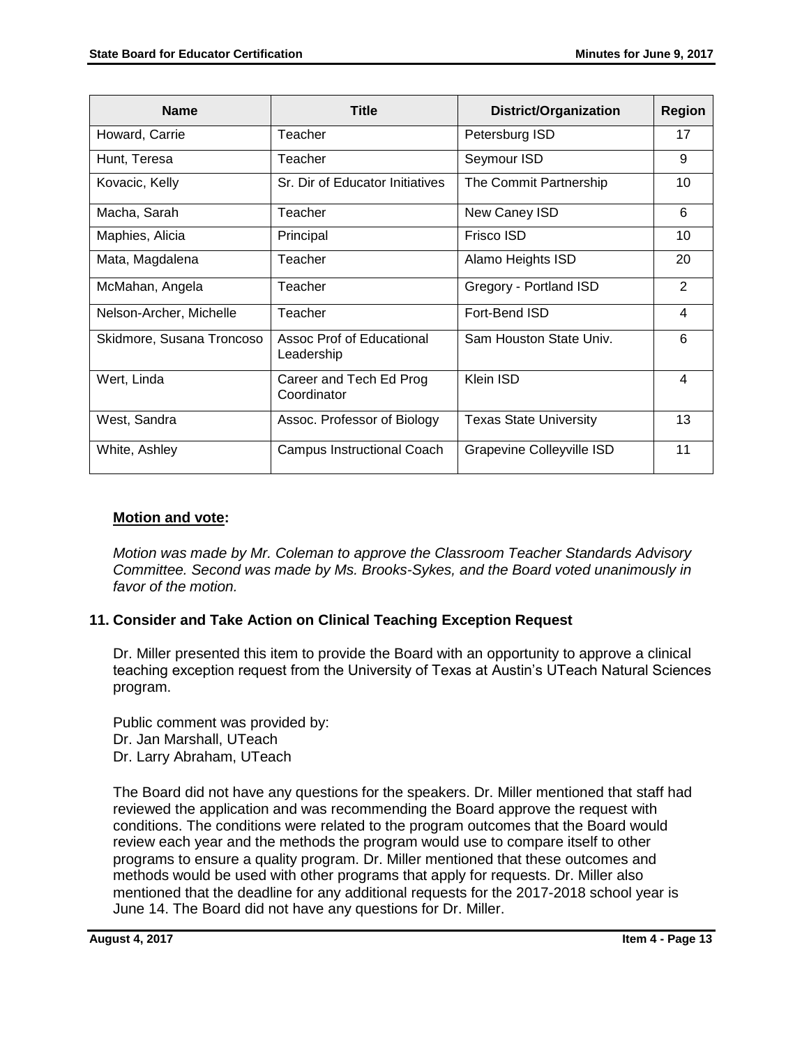| Name | Title | District/Organization | Region |
|---|---|---|---|
| Howard, Carrie | Teacher | Petersburg ISD | 17 |
| Hunt, Teresa | Teacher | Seymour ISD | 9 |
| Kovacic, Kelly | Sr. Dir of Educator Initiatives | The Commit Partnership | 10 |
| Macha, Sarah | Teacher | New Caney ISD | 6 |
| Maphies, Alicia | Principal | Frisco ISD | 10 |
| Mata, Magdalena | Teacher | Alamo Heights ISD | 20 |
| McMahan, Angela | Teacher | Gregory - Portland ISD | 2 |
| Nelson-Archer, Michelle | Teacher | Fort-Bend ISD | 4 |
| Skidmore, Susana Troncoso | Assoc Prof of Educational Leadership | Sam Houston State Univ. | 6 |
| Wert, Linda | Career and Tech Ed Prog Coordinator | Klein ISD | 4 |
| West, Sandra | Assoc. Professor of Biology | Texas State University | 13 |
| White, Ashley | Campus Instructional Coach | Grapevine Colleyville ISD | 11 |

**Motion and vote:**

*Motion was made by Mr. Coleman to approve the Classroom Teacher Standards Advisory Committee. Second was made by Ms. Brooks-Sykes, and the Board voted unanimously in favor of the motion.*

### 11. Consider and Take Action on Clinical Teaching Exception Request

Dr. Miller presented this item to provide the Board with an opportunity to approve a clinical teaching exception request from the University of Texas at Austin's UTeach Natural Sciences program.

Public comment was provided by:
Dr. Jan Marshall, UTeach
Dr. Larry Abraham, UTeach

The Board did not have any questions for the speakers. Dr. Miller mentioned that staff had reviewed the application and was recommending the Board approve the request with conditions. The conditions were related to the program outcomes that the Board would review each year and the methods the program would use to compare itself to other programs to ensure a quality program. Dr. Miller mentioned that these outcomes and methods would be used with other programs that apply for requests. Dr. Miller also mentioned that the deadline for any additional requests for the 2017-2018 school year is June 14. The Board did not have any questions for Dr. Miller.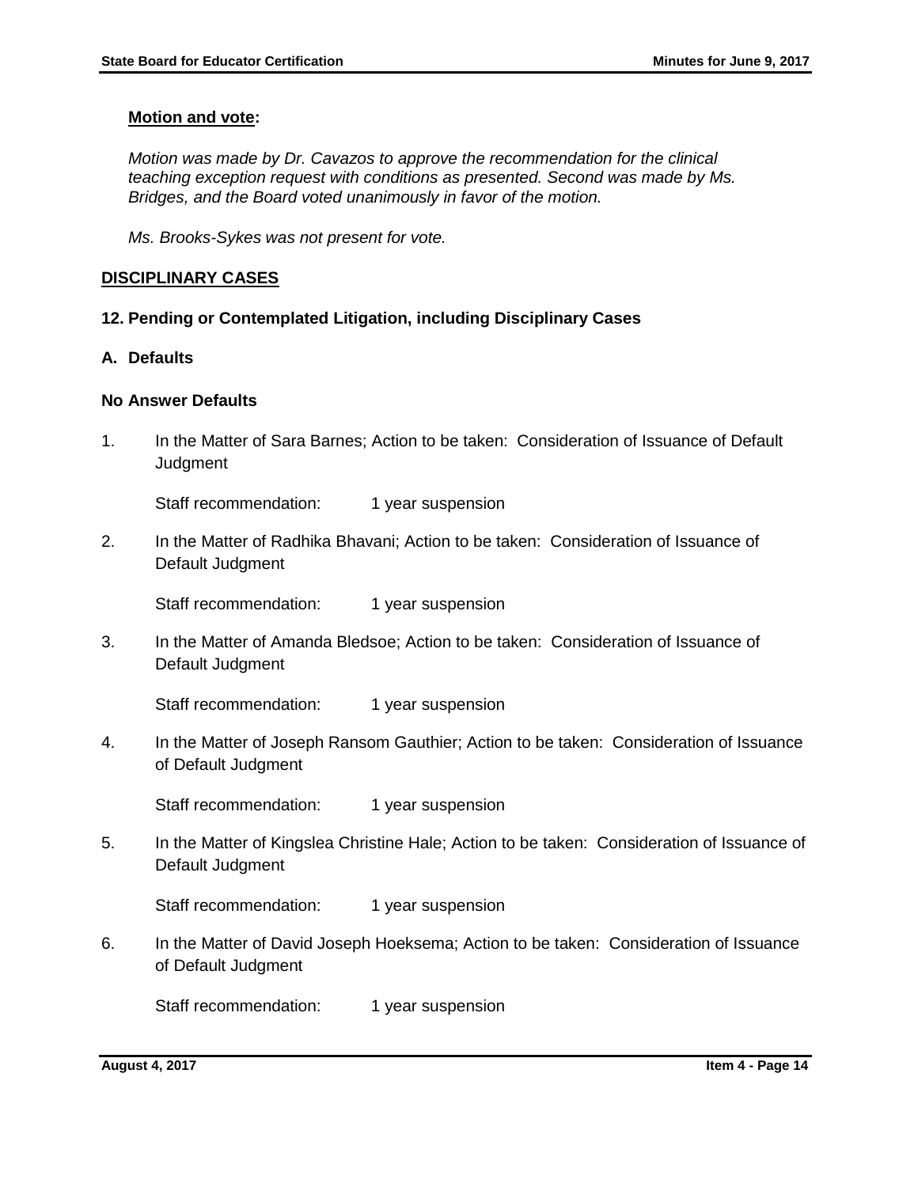**Motion and vote:**

*Motion was made by Dr. Cavazos to approve the recommendation for the clinical teaching exception request with conditions as presented. Second was made by Ms. Bridges, and the Board voted unanimously in favor of the motion.*

*Ms. Brooks-Sykes was not present for vote.*

## DISCIPLINARY CASES

### 12. Pending or Contemplated Litigation, including Disciplinary Cases

### A. Defaults

#### No Answer Defaults

1. In the Matter of Sara Barnes; Action to be taken: Consideration of Issuance of Default Judgment

   Staff recommendation: 1 year suspension

2. In the Matter of Radhika Bhavani; Action to be taken: Consideration of Issuance of Default Judgment

   Staff recommendation: 1 year suspension

3. In the Matter of Amanda Bledsoe; Action to be taken: Consideration of Issuance of Default Judgment

   Staff recommendation: 1 year suspension

4. In the Matter of Joseph Ransom Gauthier; Action to be taken: Consideration of Issuance of Default Judgment

   Staff recommendation: 1 year suspension

5. In the Matter of Kingslea Christine Hale; Action to be taken: Consideration of Issuance of Default Judgment

   Staff recommendation: 1 year suspension

6. In the Matter of David Joseph Hoeksema; Action to be taken: Consideration of Issuance of Default Judgment

   Staff recommendation: 1 year suspension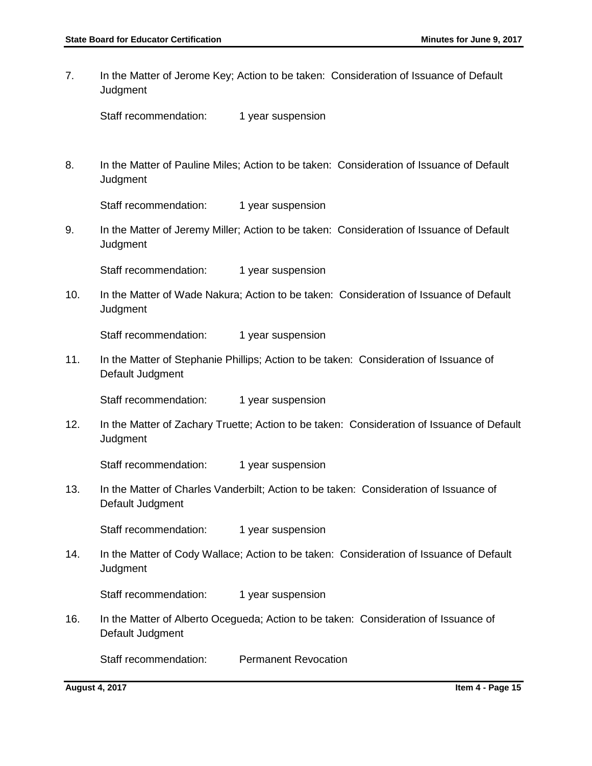7. In the Matter of Jerome Key; Action to be taken: Consideration of Issuance of Default Judgment

   Staff recommendation: 1 year suspension

8. In the Matter of Pauline Miles; Action to be taken: Consideration of Issuance of Default Judgment

   Staff recommendation: 1 year suspension

9. In the Matter of Jeremy Miller; Action to be taken: Consideration of Issuance of Default Judgment

   Staff recommendation: 1 year suspension

10. In the Matter of Wade Nakura; Action to be taken: Consideration of Issuance of Default Judgment

    Staff recommendation: 1 year suspension

11. In the Matter of Stephanie Phillips; Action to be taken: Consideration of Issuance of Default Judgment

    Staff recommendation: 1 year suspension

12. In the Matter of Zachary Truette; Action to be taken: Consideration of Issuance of Default Judgment

    Staff recommendation: 1 year suspension

13. In the Matter of Charles Vanderbilt; Action to be taken: Consideration of Issuance of Default Judgment

    Staff recommendation: 1 year suspension

14. In the Matter of Cody Wallace; Action to be taken: Consideration of Issuance of Default Judgment

    Staff recommendation: 1 year suspension

16. In the Matter of Alberto Ocegueda; Action to be taken: Consideration of Issuance of Default Judgment

    Staff recommendation: Permanent Revocation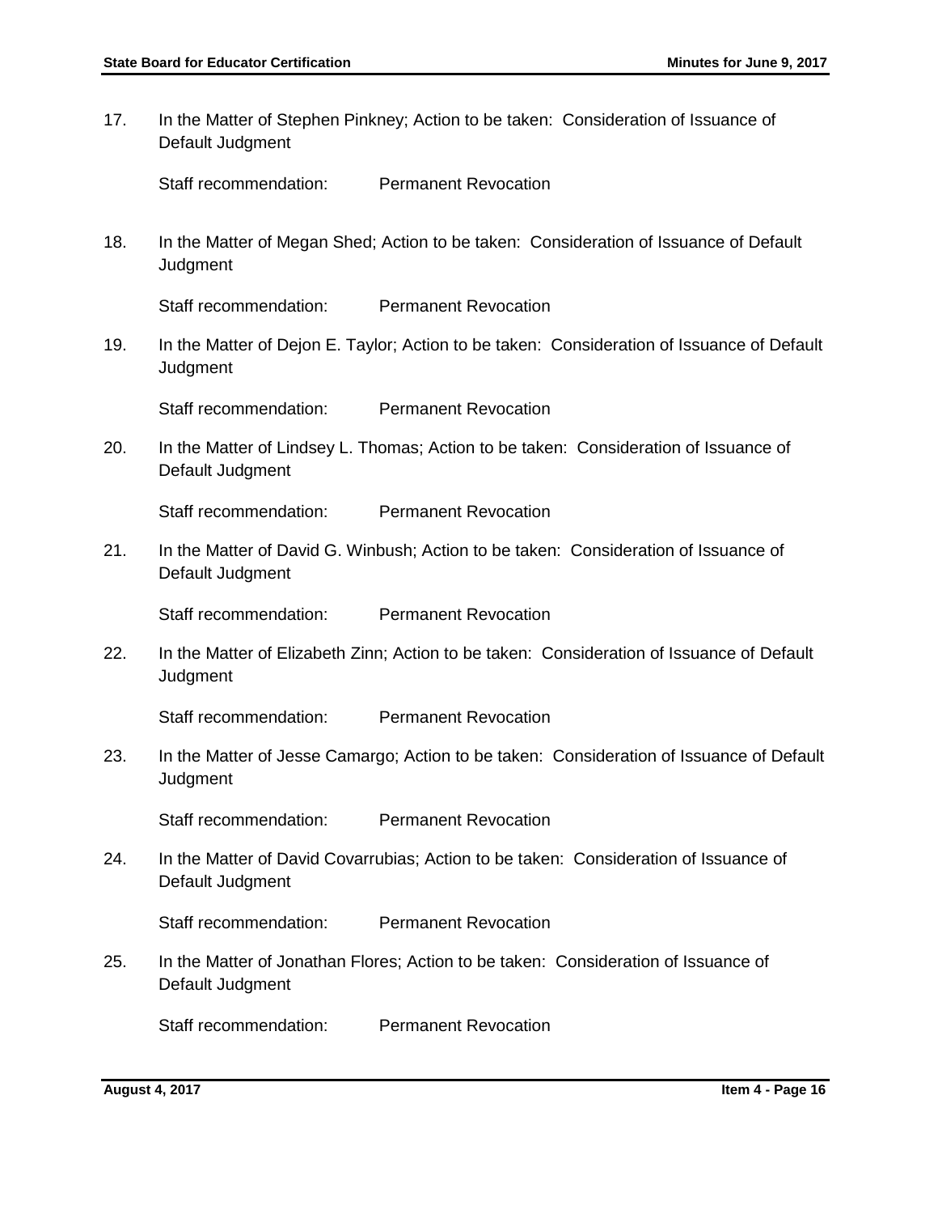17. In the Matter of Stephen Pinkney; Action to be taken: Consideration of Issuance of Default Judgment

    Staff recommendation: Permanent Revocation

18. In the Matter of Megan Shed; Action to be taken: Consideration of Issuance of Default Judgment

    Staff recommendation: Permanent Revocation

19. In the Matter of Dejon E. Taylor; Action to be taken: Consideration of Issuance of Default Judgment

    Staff recommendation: Permanent Revocation

20. In the Matter of Lindsey L. Thomas; Action to be taken: Consideration of Issuance of Default Judgment

    Staff recommendation: Permanent Revocation

21. In the Matter of David G. Winbush; Action to be taken: Consideration of Issuance of Default Judgment

    Staff recommendation: Permanent Revocation

22. In the Matter of Elizabeth Zinn; Action to be taken: Consideration of Issuance of Default Judgment

    Staff recommendation: Permanent Revocation

23. In the Matter of Jesse Camargo; Action to be taken: Consideration of Issuance of Default Judgment

    Staff recommendation: Permanent Revocation

24. In the Matter of David Covarrubias; Action to be taken: Consideration of Issuance of Default Judgment

    Staff recommendation: Permanent Revocation

25. In the Matter of Jonathan Flores; Action to be taken: Consideration of Issuance of Default Judgment

    Staff recommendation: Permanent Revocation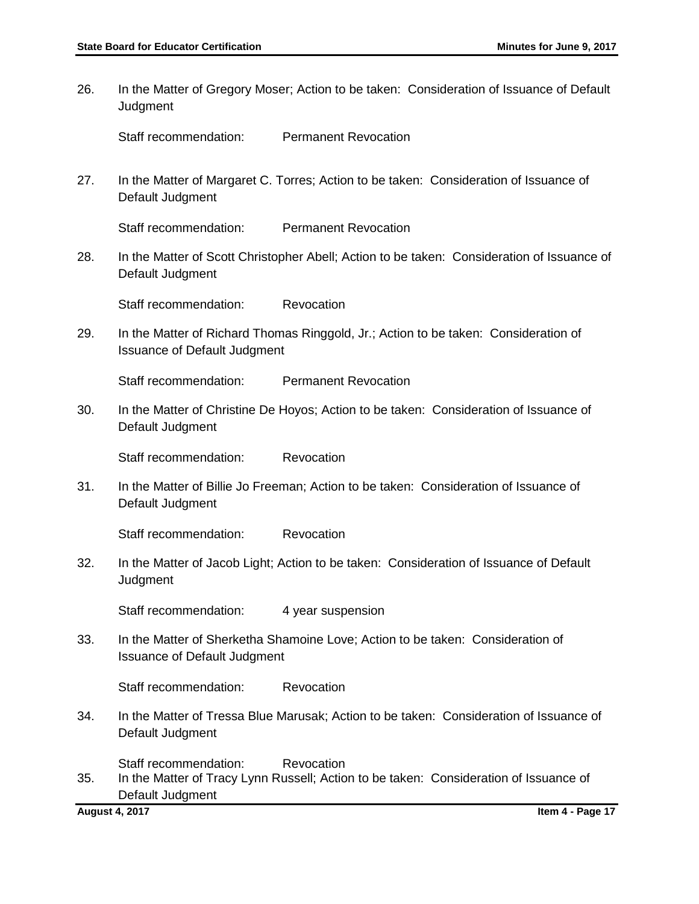26. In the Matter of Gregory Moser; Action to be taken: Consideration of Issuance of Default Judgment

    Staff recommendation: Permanent Revocation

27. In the Matter of Margaret C. Torres; Action to be taken: Consideration of Issuance of Default Judgment

    Staff recommendation: Permanent Revocation

28. In the Matter of Scott Christopher Abell; Action to be taken: Consideration of Issuance of Default Judgment

    Staff recommendation: Revocation

29. In the Matter of Richard Thomas Ringgold, Jr.; Action to be taken: Consideration of Issuance of Default Judgment

    Staff recommendation: Permanent Revocation

30. In the Matter of Christine De Hoyos; Action to be taken: Consideration of Issuance of Default Judgment

    Staff recommendation: Revocation

31. In the Matter of Billie Jo Freeman; Action to be taken: Consideration of Issuance of Default Judgment

    Staff recommendation: Revocation

32. In the Matter of Jacob Light; Action to be taken: Consideration of Issuance of Default Judgment

    Staff recommendation: 4 year suspension

33. In the Matter of Sherketha Shamoine Love; Action to be taken: Consideration of Issuance of Default Judgment

    Staff recommendation: Revocation

34. In the Matter of Tressa Blue Marusak; Action to be taken: Consideration of Issuance of Default Judgment

    Staff recommendation: Revocation

35. In the Matter of Tracy Lynn Russell; Action to be taken: Consideration of Issuance of Default Judgment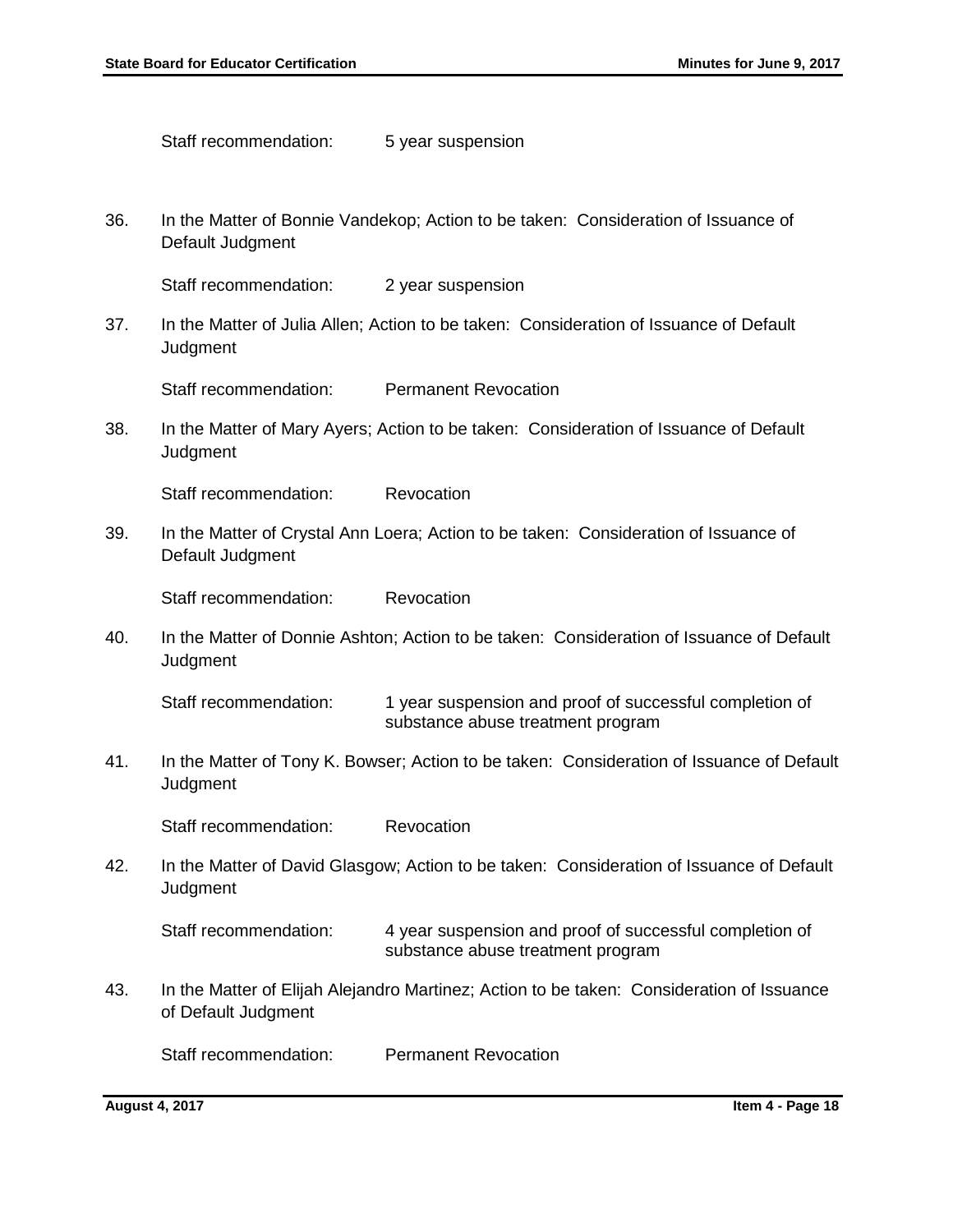Staff recommendation: 5 year suspension

36. In the Matter of Bonnie Vandekop; Action to be taken: Consideration of Issuance of Default Judgment

    Staff recommendation: 2 year suspension

37. In the Matter of Julia Allen; Action to be taken: Consideration of Issuance of Default Judgment

    Staff recommendation: Permanent Revocation

38. In the Matter of Mary Ayers; Action to be taken: Consideration of Issuance of Default Judgment

    Staff recommendation: Revocation

39. In the Matter of Crystal Ann Loera; Action to be taken: Consideration of Issuance of Default Judgment

    Staff recommendation: Revocation

40. In the Matter of Donnie Ashton; Action to be taken: Consideration of Issuance of Default Judgment

    Staff recommendation: 1 year suspension and proof of successful completion of substance abuse treatment program

41. In the Matter of Tony K. Bowser; Action to be taken: Consideration of Issuance of Default Judgment

    Staff recommendation: Revocation

42. In the Matter of David Glasgow; Action to be taken: Consideration of Issuance of Default Judgment

    Staff recommendation: 4 year suspension and proof of successful completion of substance abuse treatment program

43. In the Matter of Elijah Alejandro Martinez; Action to be taken: Consideration of Issuance of Default Judgment

    Staff recommendation: Permanent Revocation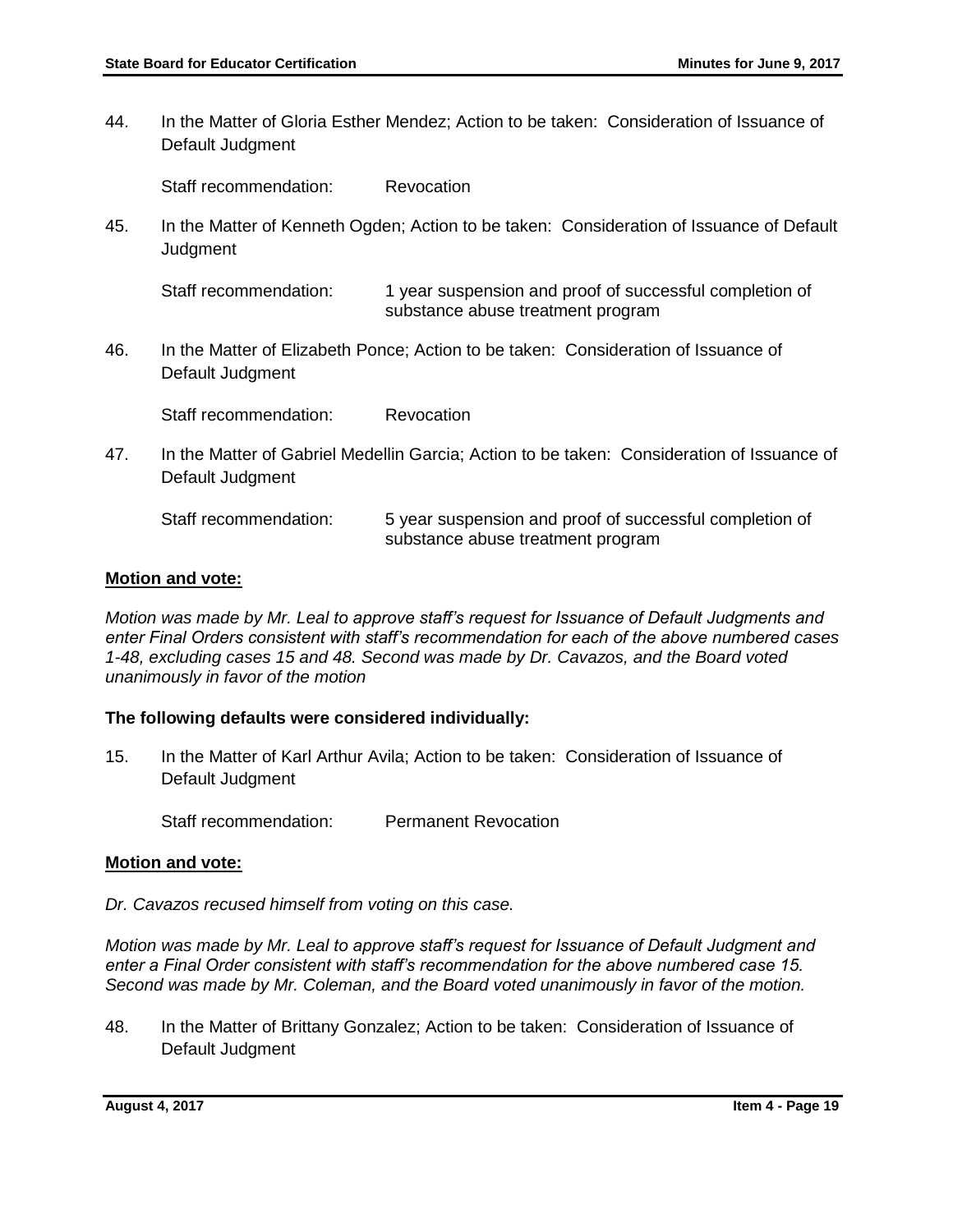44. In the Matter of Gloria Esther Mendez; Action to be taken: Consideration of Issuance of Default Judgment

    Staff recommendation: Revocation

45. In the Matter of Kenneth Ogden; Action to be taken: Consideration of Issuance of Default Judgment

    Staff recommendation: 1 year suspension and proof of successful completion of substance abuse treatment program

46. In the Matter of Elizabeth Ponce; Action to be taken: Consideration of Issuance of Default Judgment

    Staff recommendation: Revocation

47. In the Matter of Gabriel Medellin Garcia; Action to be taken: Consideration of Issuance of Default Judgment

    Staff recommendation: 5 year suspension and proof of successful completion of substance abuse treatment program

**Motion and vote:**

*Motion was made by Mr. Leal to approve staff's request for Issuance of Default Judgments and enter Final Orders consistent with staff's recommendation for each of the above numbered cases 1-48, excluding cases 15 and 48. Second was made by Dr. Cavazos, and the Board voted unanimously in favor of the motion*

**The following defaults were considered individually:**

15. In the Matter of Karl Arthur Avila; Action to be taken: Consideration of Issuance of Default Judgment

    Staff recommendation: Permanent Revocation

**Motion and vote:**

*Dr. Cavazos recused himself from voting on this case.*

*Motion was made by Mr. Leal to approve staff's request for Issuance of Default Judgment and enter a Final Order consistent with staff's recommendation for the above numbered case 15. Second was made by Mr. Coleman, and the Board voted unanimously in favor of the motion.*

48. In the Matter of Brittany Gonzalez; Action to be taken: Consideration of Issuance of Default Judgment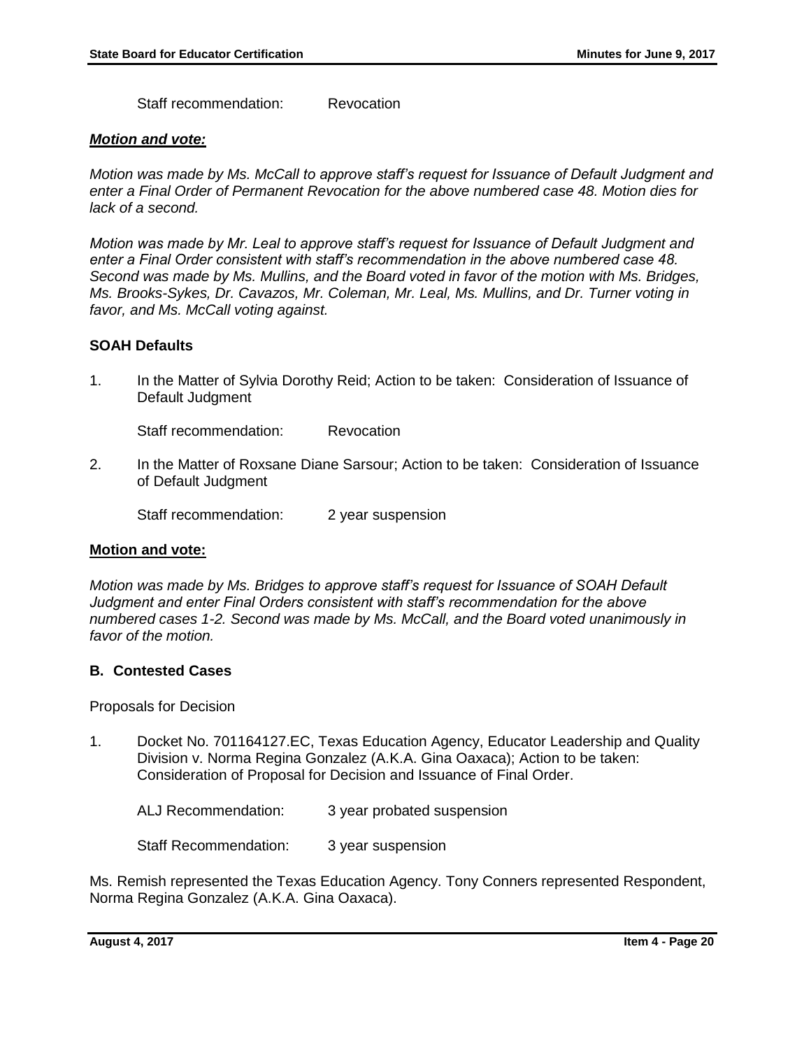Staff recommendation: Revocation

***Motion and vote:***

*Motion was made by Ms. McCall to approve staff's request for Issuance of Default Judgment and enter a Final Order of Permanent Revocation for the above numbered case 48. Motion dies for lack of a second.*

*Motion was made by Mr. Leal to approve staff's request for Issuance of Default Judgment and enter a Final Order consistent with staff's recommendation in the above numbered case 48. Second was made by Ms. Mullins, and the Board voted in favor of the motion with Ms. Bridges, Ms. Brooks-Sykes, Dr. Cavazos, Mr. Coleman, Mr. Leal, Ms. Mullins, and Dr. Turner voting in favor, and Ms. McCall voting against.*

**SOAH Defaults**

1. In the Matter of Sylvia Dorothy Reid; Action to be taken: Consideration of Issuance of Default Judgment

   Staff recommendation: Revocation

2. In the Matter of Roxsane Diane Sarsour; Action to be taken: Consideration of Issuance of Default Judgment

   Staff recommendation: 2 year suspension

**Motion and vote:**

*Motion was made by Ms. Bridges to approve staff's request for Issuance of SOAH Default Judgment and enter Final Orders consistent with staff's recommendation for the above numbered cases 1-2. Second was made by Ms. McCall, and the Board voted unanimously in favor of the motion.*

**B. Contested Cases**

Proposals for Decision

1. Docket No. 701164127.EC, Texas Education Agency, Educator Leadership and Quality Division v. Norma Regina Gonzalez (A.K.A. Gina Oaxaca); Action to be taken: Consideration of Proposal for Decision and Issuance of Final Order.

   ALJ Recommendation: 3 year probated suspension

   Staff Recommendation: 3 year suspension

Ms. Remish represented the Texas Education Agency. Tony Conners represented Respondent, Norma Regina Gonzalez (A.K.A. Gina Oaxaca).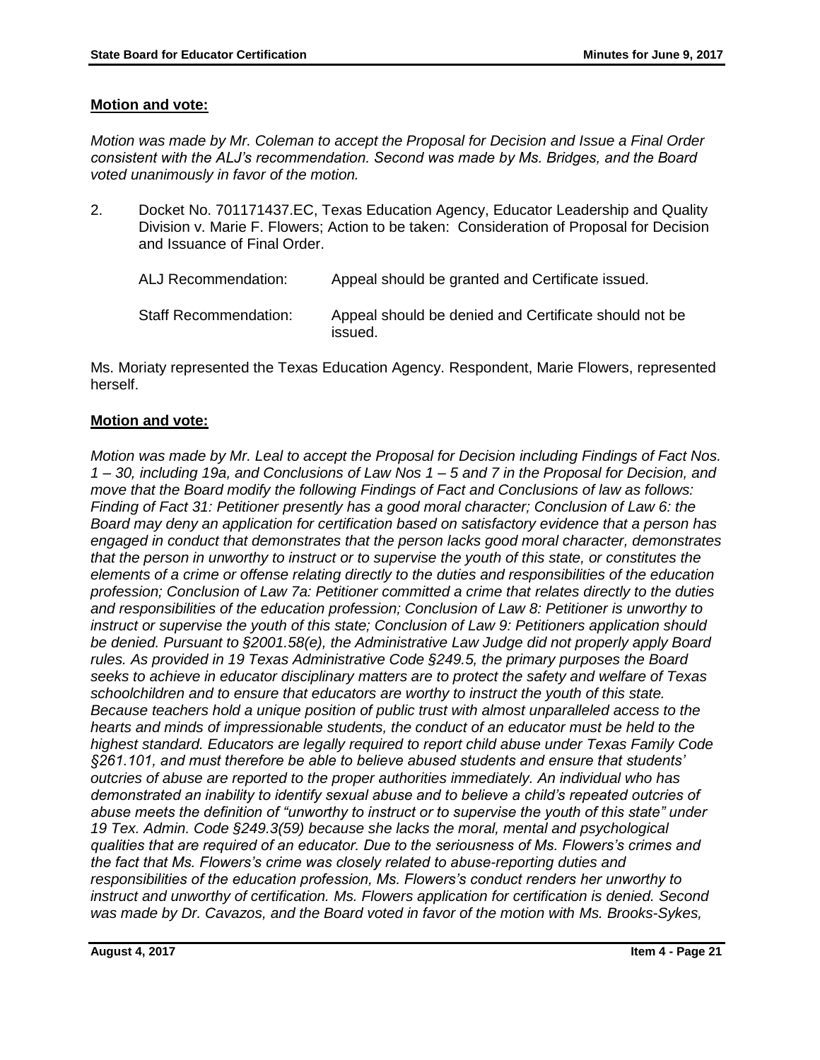**Motion and vote:**

*Motion was made by Mr. Coleman to accept the Proposal for Decision and Issue a Final Order consistent with the ALJ's recommendation. Second was made by Ms. Bridges, and the Board voted unanimously in favor of the motion.*

2. Docket No. 701171437.EC, Texas Education Agency, Educator Leadership and Quality Division v. Marie F. Flowers; Action to be taken: Consideration of Proposal for Decision and Issuance of Final Order.

| | |
|---|---|
| ALJ Recommendation: | Appeal should be granted and Certificate issued. |
| Staff Recommendation: | Appeal should be denied and Certificate should not be issued. |

Ms. Moriaty represented the Texas Education Agency. Respondent, Marie Flowers, represented herself.

**Motion and vote:**

*Motion was made by Mr. Leal to accept the Proposal for Decision including Findings of Fact Nos. 1 – 30, including 19a, and Conclusions of Law Nos 1 – 5 and 7 in the Proposal for Decision, and move that the Board modify the following Findings of Fact and Conclusions of law as follows: Finding of Fact 31: Petitioner presently has a good moral character; Conclusion of Law 6: the Board may deny an application for certification based on satisfactory evidence that a person has engaged in conduct that demonstrates that the person lacks good moral character, demonstrates that the person in unworthy to instruct or to supervise the youth of this state, or constitutes the elements of a crime or offense relating directly to the duties and responsibilities of the education profession; Conclusion of Law 7a: Petitioner committed a crime that relates directly to the duties and responsibilities of the education profession; Conclusion of Law 8: Petitioner is unworthy to instruct or supervise the youth of this state; Conclusion of Law 9: Petitioners application should be denied. Pursuant to §2001.58(e), the Administrative Law Judge did not properly apply Board rules. As provided in 19 Texas Administrative Code §249.5, the primary purposes the Board seeks to achieve in educator disciplinary matters are to protect the safety and welfare of Texas schoolchildren and to ensure that educators are worthy to instruct the youth of this state. Because teachers hold a unique position of public trust with almost unparalleled access to the hearts and minds of impressionable students, the conduct of an educator must be held to the highest standard. Educators are legally required to report child abuse under Texas Family Code §261.101, and must therefore be able to believe abused students and ensure that students' outcries of abuse are reported to the proper authorities immediately. An individual who has demonstrated an inability to identify sexual abuse and to believe a child's repeated outcries of abuse meets the definition of "unworthy to instruct or to supervise the youth of this state" under 19 Tex. Admin. Code §249.3(59) because she lacks the moral, mental and psychological qualities that are required of an educator. Due to the seriousness of Ms. Flowers's crimes and the fact that Ms. Flowers's crime was closely related to abuse-reporting duties and responsibilities of the education profession, Ms. Flowers's conduct renders her unworthy to instruct and unworthy of certification. Ms. Flowers application for certification is denied. Second was made by Dr. Cavazos, and the Board voted in favor of the motion with Ms. Brooks-Sykes,*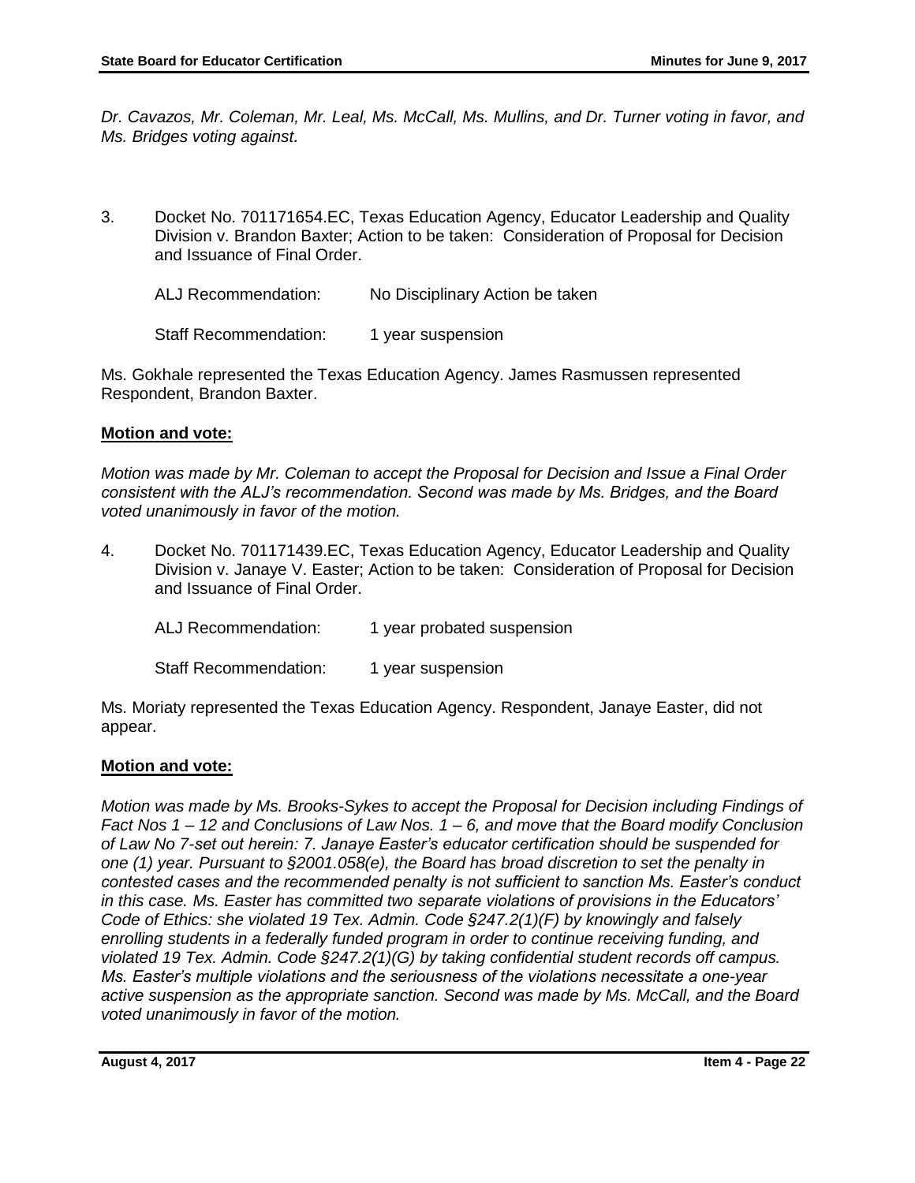*Dr. Cavazos, Mr. Coleman, Mr. Leal, Ms. McCall, Ms. Mullins, and Dr. Turner voting in favor, and Ms. Bridges voting against.*

3. Docket No. 701171654.EC, Texas Education Agency, Educator Leadership and Quality Division v. Brandon Baxter; Action to be taken: Consideration of Proposal for Decision and Issuance of Final Order.

   ALJ Recommendation: No Disciplinary Action be taken

   Staff Recommendation: 1 year suspension

Ms. Gokhale represented the Texas Education Agency. James Rasmussen represented Respondent, Brandon Baxter.

**Motion and vote:**

*Motion was made by Mr. Coleman to accept the Proposal for Decision and Issue a Final Order consistent with the ALJ's recommendation. Second was made by Ms. Bridges, and the Board voted unanimously in favor of the motion.*

4. Docket No. 701171439.EC, Texas Education Agency, Educator Leadership and Quality Division v. Janaye V. Easter; Action to be taken: Consideration of Proposal for Decision and Issuance of Final Order.

   ALJ Recommendation: 1 year probated suspension

   Staff Recommendation: 1 year suspension

Ms. Moriaty represented the Texas Education Agency. Respondent, Janaye Easter, did not appear.

**Motion and vote:**

*Motion was made by Ms. Brooks-Sykes to accept the Proposal for Decision including Findings of Fact Nos 1 – 12 and Conclusions of Law Nos. 1 – 6, and move that the Board modify Conclusion of Law No 7-set out herein: 7. Janaye Easter's educator certification should be suspended for one (1) year. Pursuant to §2001.058(e), the Board has broad discretion to set the penalty in contested cases and the recommended penalty is not sufficient to sanction Ms. Easter's conduct in this case. Ms. Easter has committed two separate violations of provisions in the Educators' Code of Ethics: she violated 19 Tex. Admin. Code §247.2(1)(F) by knowingly and falsely enrolling students in a federally funded program in order to continue receiving funding, and violated 19 Tex. Admin. Code §247.2(1)(G) by taking confidential student records off campus. Ms. Easter's multiple violations and the seriousness of the violations necessitate a one-year active suspension as the appropriate sanction. Second was made by Ms. McCall, and the Board voted unanimously in favor of the motion.*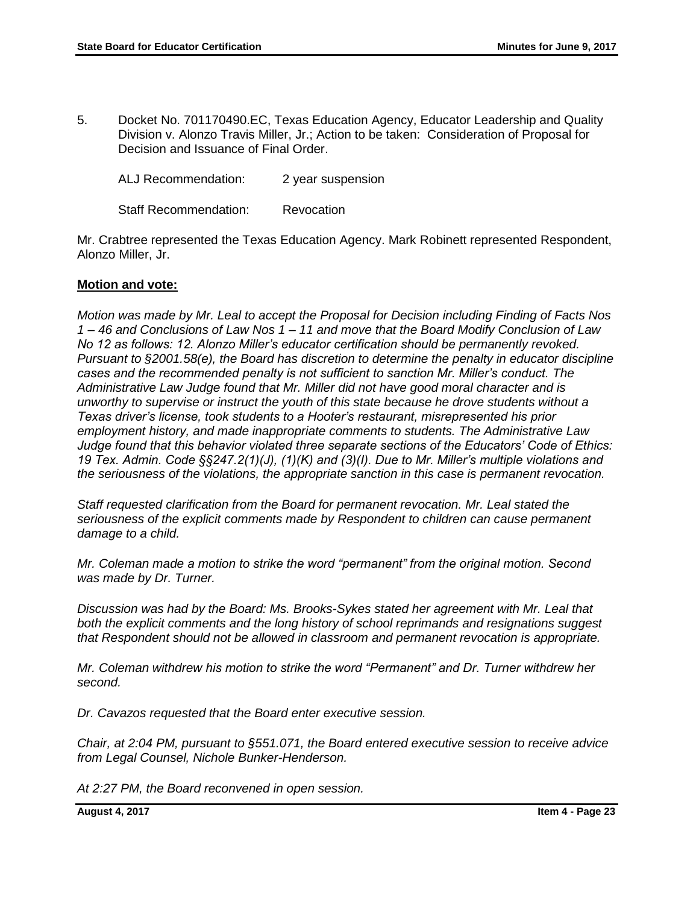5. Docket No. 701170490.EC, Texas Education Agency, Educator Leadership and Quality Division v. Alonzo Travis Miller, Jr.; Action to be taken: Consideration of Proposal for Decision and Issuance of Final Order.

   ALJ Recommendation: 2 year suspension

   Staff Recommendation: Revocation

Mr. Crabtree represented the Texas Education Agency. Mark Robinett represented Respondent, Alonzo Miller, Jr.

**Motion and vote:**

*Motion was made by Mr. Leal to accept the Proposal for Decision including Finding of Facts Nos 1 – 46 and Conclusions of Law Nos 1 – 11 and move that the Board Modify Conclusion of Law No 12 as follows: 12. Alonzo Miller's educator certification should be permanently revoked. Pursuant to §2001.58(e), the Board has discretion to determine the penalty in educator discipline cases and the recommended penalty is not sufficient to sanction Mr. Miller's conduct. The Administrative Law Judge found that Mr. Miller did not have good moral character and is unworthy to supervise or instruct the youth of this state because he drove students without a Texas driver's license, took students to a Hooter's restaurant, misrepresented his prior employment history, and made inappropriate comments to students. The Administrative Law Judge found that this behavior violated three separate sections of the Educators' Code of Ethics: 19 Tex. Admin. Code §§247.2(1)(J), (1)(K) and (3)(I). Due to Mr. Miller's multiple violations and the seriousness of the violations, the appropriate sanction in this case is permanent revocation.*

*Staff requested clarification from the Board for permanent revocation. Mr. Leal stated the seriousness of the explicit comments made by Respondent to children can cause permanent damage to a child.*

*Mr. Coleman made a motion to strike the word "permanent" from the original motion. Second was made by Dr. Turner.*

*Discussion was had by the Board: Ms. Brooks-Sykes stated her agreement with Mr. Leal that both the explicit comments and the long history of school reprimands and resignations suggest that Respondent should not be allowed in classroom and permanent revocation is appropriate.*

*Mr. Coleman withdrew his motion to strike the word "Permanent" and Dr. Turner withdrew her second.*

*Dr. Cavazos requested that the Board enter executive session.*

*Chair, at 2:04 PM, pursuant to §551.071, the Board entered executive session to receive advice from Legal Counsel, Nichole Bunker-Henderson.*

*At 2:27 PM, the Board reconvened in open session.*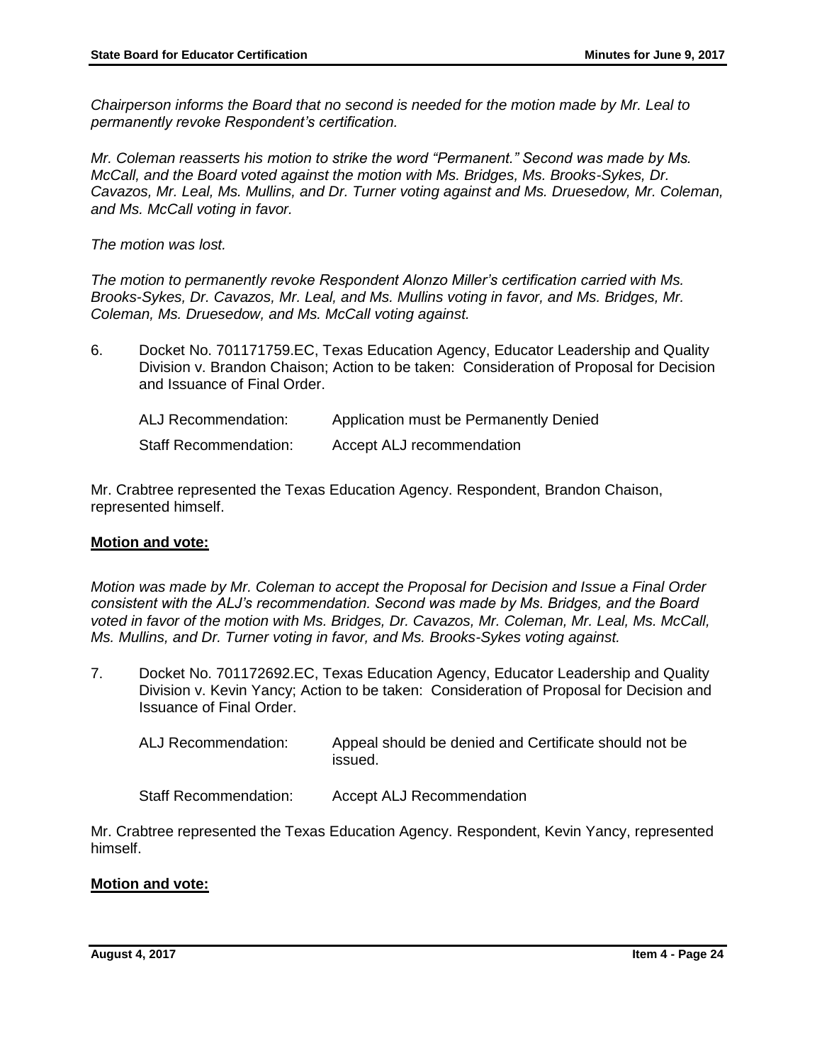*Chairperson informs the Board that no second is needed for the motion made by Mr. Leal to permanently revoke Respondent's certification.*

*Mr. Coleman reasserts his motion to strike the word "Permanent." Second was made by Ms. McCall, and the Board voted against the motion with Ms. Bridges, Ms. Brooks-Sykes, Dr. Cavazos, Mr. Leal, Ms. Mullins, and Dr. Turner voting against and Ms. Druesedow, Mr. Coleman, and Ms. McCall voting in favor.*

*The motion was lost.*

*The motion to permanently revoke Respondent Alonzo Miller's certification carried with Ms. Brooks-Sykes, Dr. Cavazos, Mr. Leal, and Ms. Mullins voting in favor, and Ms. Bridges, Mr. Coleman, Ms. Druesedow, and Ms. McCall voting against.*

6. Docket No. 701171759.EC, Texas Education Agency, Educator Leadership and Quality Division v. Brandon Chaison; Action to be taken: Consideration of Proposal for Decision and Issuance of Final Order.

   ALJ Recommendation: Application must be Permanently Denied

   Staff Recommendation: Accept ALJ recommendation

Mr. Crabtree represented the Texas Education Agency. Respondent, Brandon Chaison, represented himself.

**Motion and vote:**

*Motion was made by Mr. Coleman to accept the Proposal for Decision and Issue a Final Order consistent with the ALJ's recommendation. Second was made by Ms. Bridges, and the Board voted in favor of the motion with Ms. Bridges, Dr. Cavazos, Mr. Coleman, Mr. Leal, Ms. McCall, Ms. Mullins, and Dr. Turner voting in favor, and Ms. Brooks-Sykes voting against.*

7. Docket No. 701172692.EC, Texas Education Agency, Educator Leadership and Quality Division v. Kevin Yancy; Action to be taken: Consideration of Proposal for Decision and Issuance of Final Order.

   ALJ Recommendation: Appeal should be denied and Certificate should not be issued.

   Staff Recommendation: Accept ALJ Recommendation

Mr. Crabtree represented the Texas Education Agency. Respondent, Kevin Yancy, represented himself.

**Motion and vote:**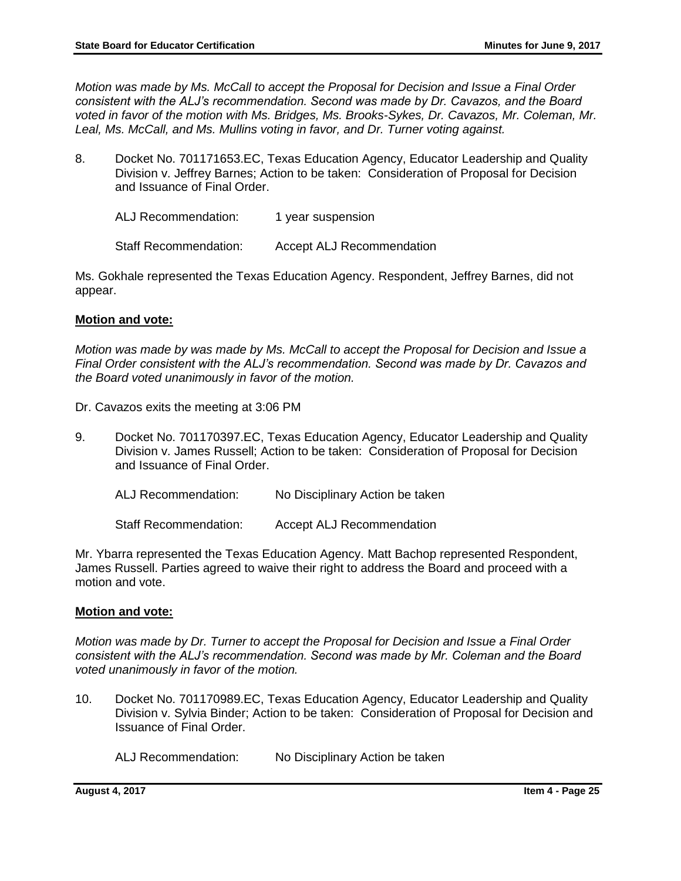*Motion was made by Ms. McCall to accept the Proposal for Decision and Issue a Final Order consistent with the ALJ's recommendation. Second was made by Dr. Cavazos, and the Board voted in favor of the motion with Ms. Bridges, Ms. Brooks-Sykes, Dr. Cavazos, Mr. Coleman, Mr. Leal, Ms. McCall, and Ms. Mullins voting in favor, and Dr. Turner voting against.*

8. Docket No. 701171653.EC, Texas Education Agency, Educator Leadership and Quality Division v. Jeffrey Barnes; Action to be taken: Consideration of Proposal for Decision and Issuance of Final Order.

   ALJ Recommendation: 1 year suspension

   Staff Recommendation: Accept ALJ Recommendation

Ms. Gokhale represented the Texas Education Agency. Respondent, Jeffrey Barnes, did not appear.

**Motion and vote:**

*Motion was made by was made by Ms. McCall to accept the Proposal for Decision and Issue a Final Order consistent with the ALJ's recommendation. Second was made by Dr. Cavazos and the Board voted unanimously in favor of the motion.*

Dr. Cavazos exits the meeting at 3:06 PM

9. Docket No. 701170397.EC, Texas Education Agency, Educator Leadership and Quality Division v. James Russell; Action to be taken: Consideration of Proposal for Decision and Issuance of Final Order.

   ALJ Recommendation: No Disciplinary Action be taken

   Staff Recommendation: Accept ALJ Recommendation

Mr. Ybarra represented the Texas Education Agency. Matt Bachop represented Respondent, James Russell. Parties agreed to waive their right to address the Board and proceed with a motion and vote.

**Motion and vote:**

*Motion was made by Dr. Turner to accept the Proposal for Decision and Issue a Final Order consistent with the ALJ's recommendation. Second was made by Mr. Coleman and the Board voted unanimously in favor of the motion.*

10. Docket No. 701170989.EC, Texas Education Agency, Educator Leadership and Quality Division v. Sylvia Binder; Action to be taken: Consideration of Proposal for Decision and Issuance of Final Order.

   ALJ Recommendation: No Disciplinary Action be taken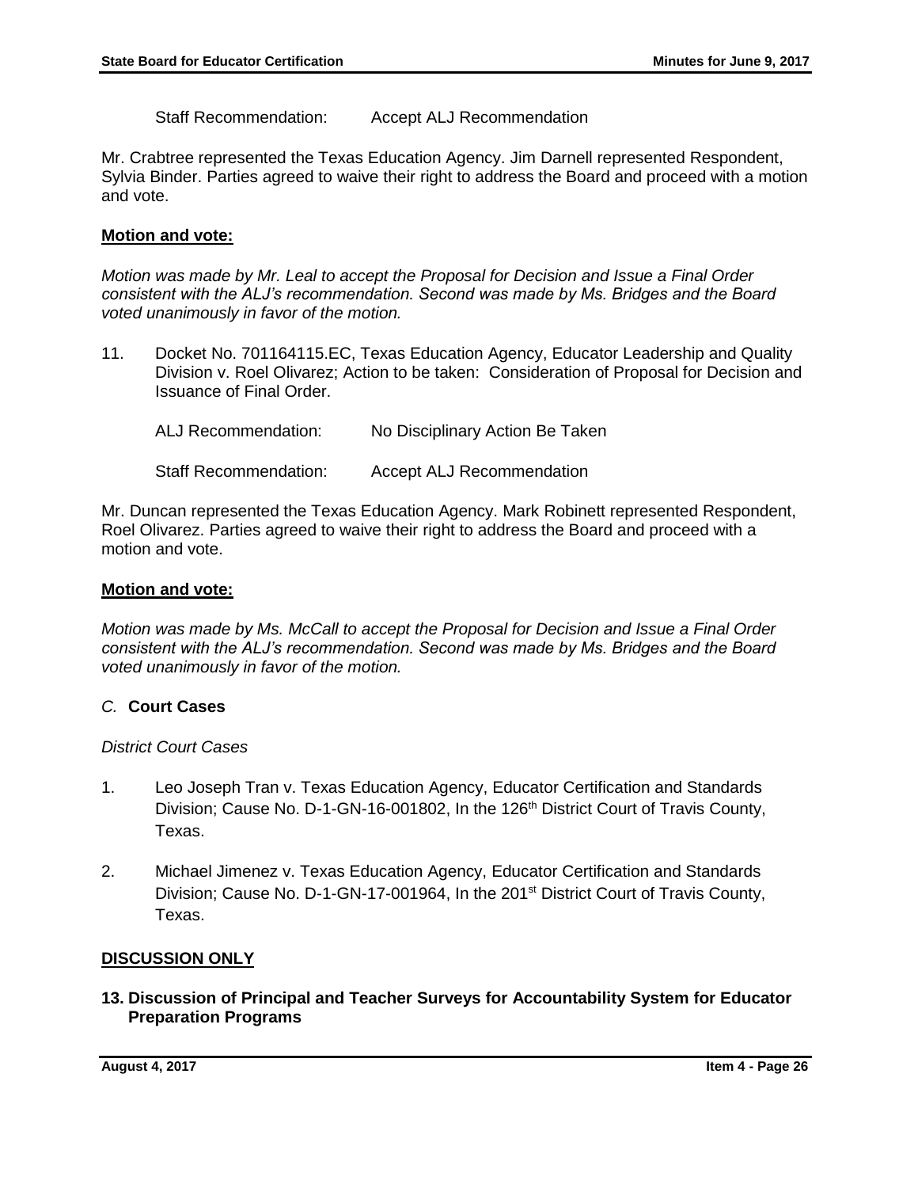Staff Recommendation: Accept ALJ Recommendation

Mr. Crabtree represented the Texas Education Agency. Jim Darnell represented Respondent, Sylvia Binder. Parties agreed to waive their right to address the Board and proceed with a motion and vote.

**Motion and vote:**

*Motion was made by Mr. Leal to accept the Proposal for Decision and Issue a Final Order consistent with the ALJ's recommendation. Second was made by Ms. Bridges and the Board voted unanimously in favor of the motion.*

11. Docket No. 701164115.EC, Texas Education Agency, Educator Leadership and Quality Division v. Roel Olivarez; Action to be taken: Consideration of Proposal for Decision and Issuance of Final Order.

    ALJ Recommendation: No Disciplinary Action Be Taken

    Staff Recommendation: Accept ALJ Recommendation

Mr. Duncan represented the Texas Education Agency. Mark Robinett represented Respondent, Roel Olivarez. Parties agreed to waive their right to address the Board and proceed with a motion and vote.

**Motion and vote:**

*Motion was made by Ms. McCall to accept the Proposal for Decision and Issue a Final Order consistent with the ALJ's recommendation. Second was made by Ms. Bridges and the Board voted unanimously in favor of the motion.*

*C.* **Court Cases**

*District Court Cases*

1. Leo Joseph Tran v. Texas Education Agency, Educator Certification and Standards Division; Cause No. D-1-GN-16-001802, In the 126th District Court of Travis County, Texas.

2. Michael Jimenez v. Texas Education Agency, Educator Certification and Standards Division; Cause No. D-1-GN-17-001964, In the 201st District Court of Travis County, Texas.

**DISCUSSION ONLY**

**13. Discussion of Principal and Teacher Surveys for Accountability System for Educator Preparation Programs**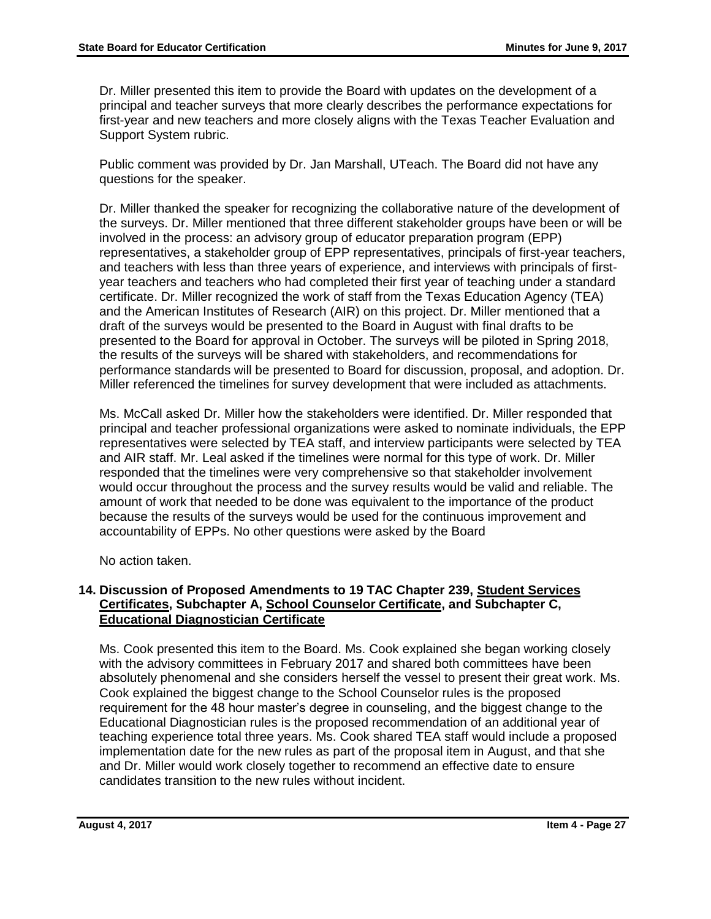Dr. Miller presented this item to provide the Board with updates on the development of a principal and teacher surveys that more clearly describes the performance expectations for first-year and new teachers and more closely aligns with the Texas Teacher Evaluation and Support System rubric.

Public comment was provided by Dr. Jan Marshall, UTeach. The Board did not have any questions for the speaker.

Dr. Miller thanked the speaker for recognizing the collaborative nature of the development of the surveys. Dr. Miller mentioned that three different stakeholder groups have been or will be involved in the process: an advisory group of educator preparation program (EPP) representatives, a stakeholder group of EPP representatives, principals of first-year teachers, and teachers with less than three years of experience, and interviews with principals of first-year teachers and teachers who had completed their first year of teaching under a standard certificate. Dr. Miller recognized the work of staff from the Texas Education Agency (TEA) and the American Institutes of Research (AIR) on this project. Dr. Miller mentioned that a draft of the surveys would be presented to the Board in August with final drafts to be presented to the Board for approval in October. The surveys will be piloted in Spring 2018, the results of the surveys will be shared with stakeholders, and recommendations for performance standards will be presented to Board for discussion, proposal, and adoption. Dr. Miller referenced the timelines for survey development that were included as attachments.

Ms. McCall asked Dr. Miller how the stakeholders were identified. Dr. Miller responded that principal and teacher professional organizations were asked to nominate individuals, the EPP representatives were selected by TEA staff, and interview participants were selected by TEA and AIR staff. Mr. Leal asked if the timelines were normal for this type of work. Dr. Miller responded that the timelines were very comprehensive so that stakeholder involvement would occur throughout the process and the survey results would be valid and reliable. The amount of work that needed to be done was equivalent to the importance of the product because the results of the surveys would be used for the continuous improvement and accountability of EPPs. No other questions were asked by the Board

No action taken.

### 14. Discussion of Proposed Amendments to 19 TAC Chapter 239, Student Services Certificates, Subchapter A, School Counselor Certificate, and Subchapter C, Educational Diagnostician Certificate

Ms. Cook presented this item to the Board. Ms. Cook explained she began working closely with the advisory committees in February 2017 and shared both committees have been absolutely phenomenal and she considers herself the vessel to present their great work. Ms. Cook explained the biggest change to the School Counselor rules is the proposed requirement for the 48 hour master's degree in counseling, and the biggest change to the Educational Diagnostician rules is the proposed recommendation of an additional year of teaching experience total three years. Ms. Cook shared TEA staff would include a proposed implementation date for the new rules as part of the proposal item in August, and that she and Dr. Miller would work closely together to recommend an effective date to ensure candidates transition to the new rules without incident.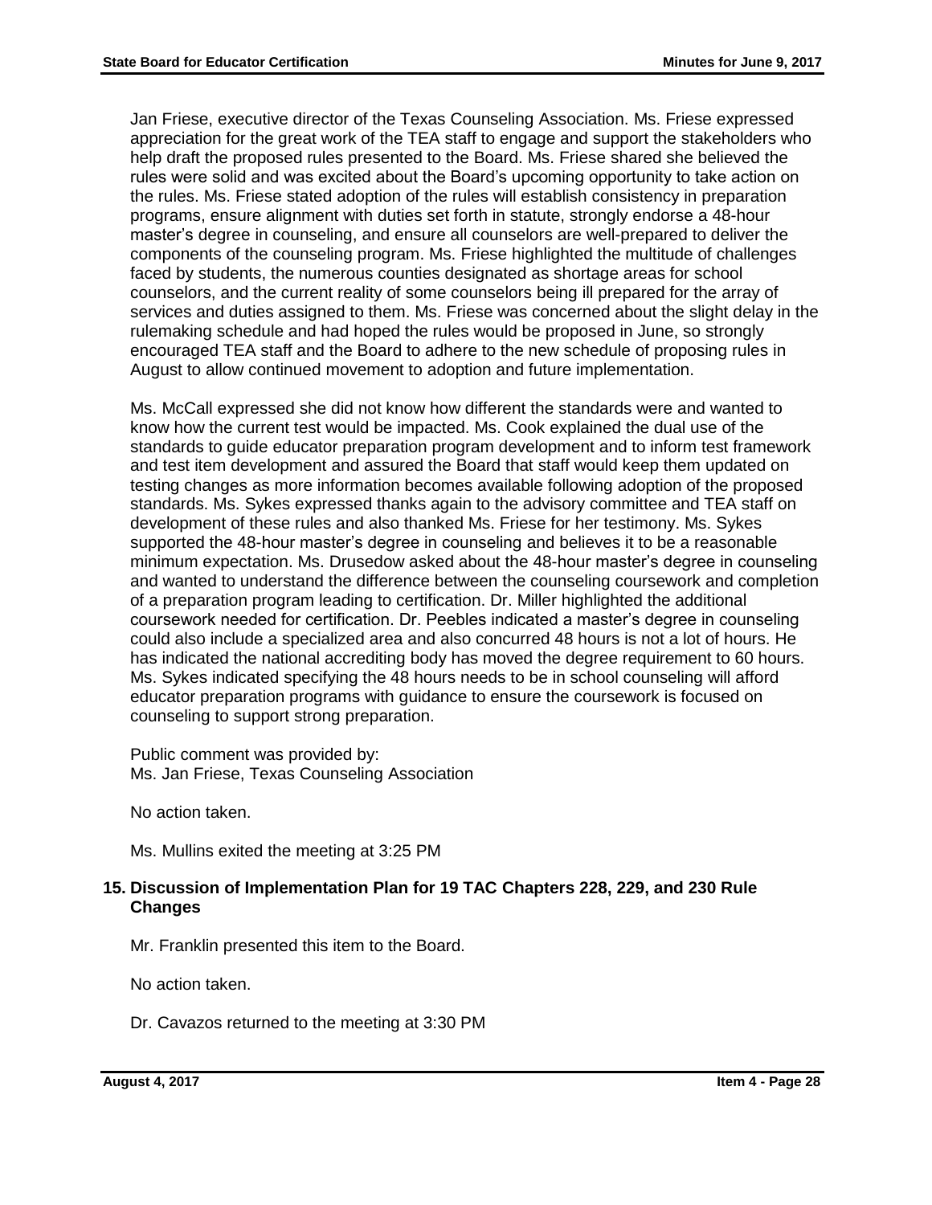Jan Friese, executive director of the Texas Counseling Association. Ms. Friese expressed appreciation for the great work of the TEA staff to engage and support the stakeholders who help draft the proposed rules presented to the Board. Ms. Friese shared she believed the rules were solid and was excited about the Board's upcoming opportunity to take action on the rules. Ms. Friese stated adoption of the rules will establish consistency in preparation programs, ensure alignment with duties set forth in statute, strongly endorse a 48-hour master's degree in counseling, and ensure all counselors are well-prepared to deliver the components of the counseling program. Ms. Friese highlighted the multitude of challenges faced by students, the numerous counties designated as shortage areas for school counselors, and the current reality of some counselors being ill prepared for the array of services and duties assigned to them. Ms. Friese was concerned about the slight delay in the rulemaking schedule and had hoped the rules would be proposed in June, so strongly encouraged TEA staff and the Board to adhere to the new schedule of proposing rules in August to allow continued movement to adoption and future implementation.

Ms. McCall expressed she did not know how different the standards were and wanted to know how the current test would be impacted. Ms. Cook explained the dual use of the standards to guide educator preparation program development and to inform test framework and test item development and assured the Board that staff would keep them updated on testing changes as more information becomes available following adoption of the proposed standards. Ms. Sykes expressed thanks again to the advisory committee and TEA staff on development of these rules and also thanked Ms. Friese for her testimony. Ms. Sykes supported the 48-hour master's degree in counseling and believes it to be a reasonable minimum expectation. Ms. Drusedow asked about the 48-hour master's degree in counseling and wanted to understand the difference between the counseling coursework and completion of a preparation program leading to certification. Dr. Miller highlighted the additional coursework needed for certification. Dr. Peebles indicated a master's degree in counseling could also include a specialized area and also concurred 48 hours is not a lot of hours. He has indicated the national accrediting body has moved the degree requirement to 60 hours. Ms. Sykes indicated specifying the 48 hours needs to be in school counseling will afford educator preparation programs with guidance to ensure the coursework is focused on counseling to support strong preparation.

Public comment was provided by:
Ms. Jan Friese, Texas Counseling Association

No action taken.

Ms. Mullins exited the meeting at 3:25 PM

## 15. Discussion of Implementation Plan for 19 TAC Chapters 228, 229, and 230 Rule Changes

Mr. Franklin presented this item to the Board.

No action taken.

Dr. Cavazos returned to the meeting at 3:30 PM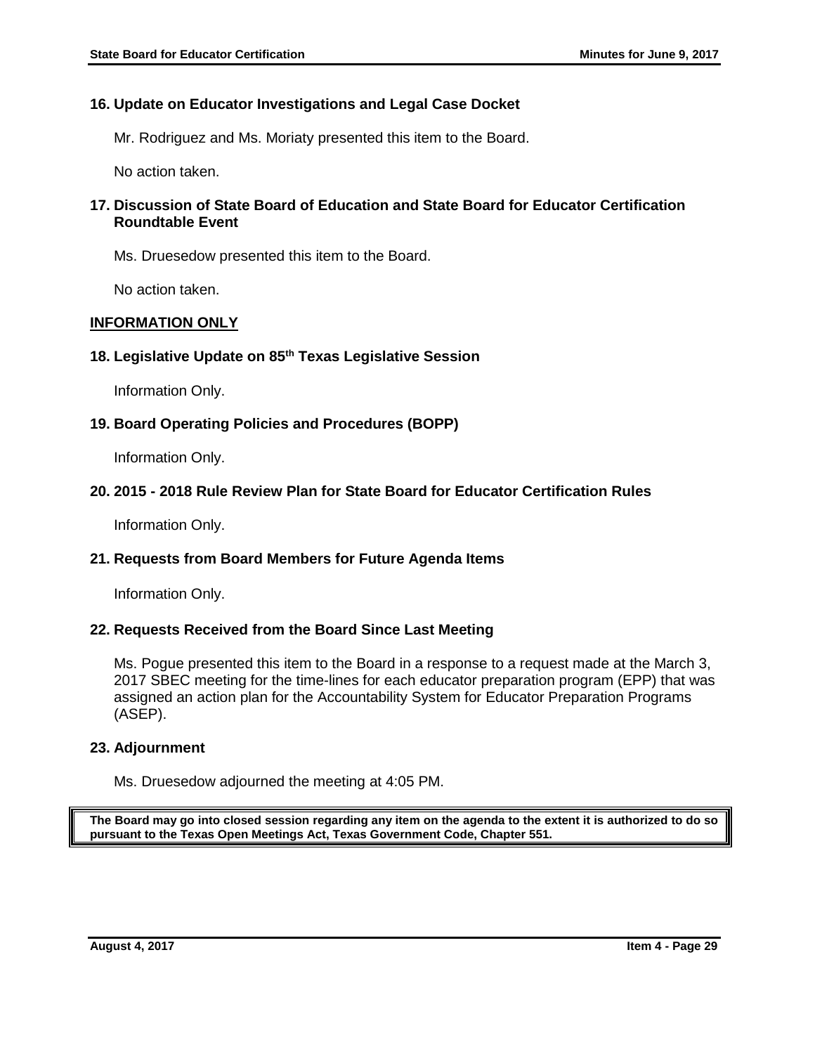### 16. Update on Educator Investigations and Legal Case Docket

Mr. Rodriguez and Ms. Moriaty presented this item to the Board.

No action taken.

### 17. Discussion of State Board of Education and State Board for Educator Certification Roundtable Event

Ms. Druesedow presented this item to the Board.

No action taken.

## INFORMATION ONLY

### 18. Legislative Update on 85th Texas Legislative Session

Information Only.

### 19. Board Operating Policies and Procedures (BOPP)

Information Only.

### 20. 2015 - 2018 Rule Review Plan for State Board for Educator Certification Rules

Information Only.

### 21. Requests from Board Members for Future Agenda Items

Information Only.

### 22. Requests Received from the Board Since Last Meeting

Ms. Pogue presented this item to the Board in a response to a request made at the March 3, 2017 SBEC meeting for the time-lines for each educator preparation program (EPP) that was assigned an action plan for the Accountability System for Educator Preparation Programs (ASEP).

### 23. Adjournment

Ms. Druesedow adjourned the meeting at 4:05 PM.

**The Board may go into closed session regarding any item on the agenda to the extent it is authorized to do so pursuant to the Texas Open Meetings Act, Texas Government Code, Chapter 551.**